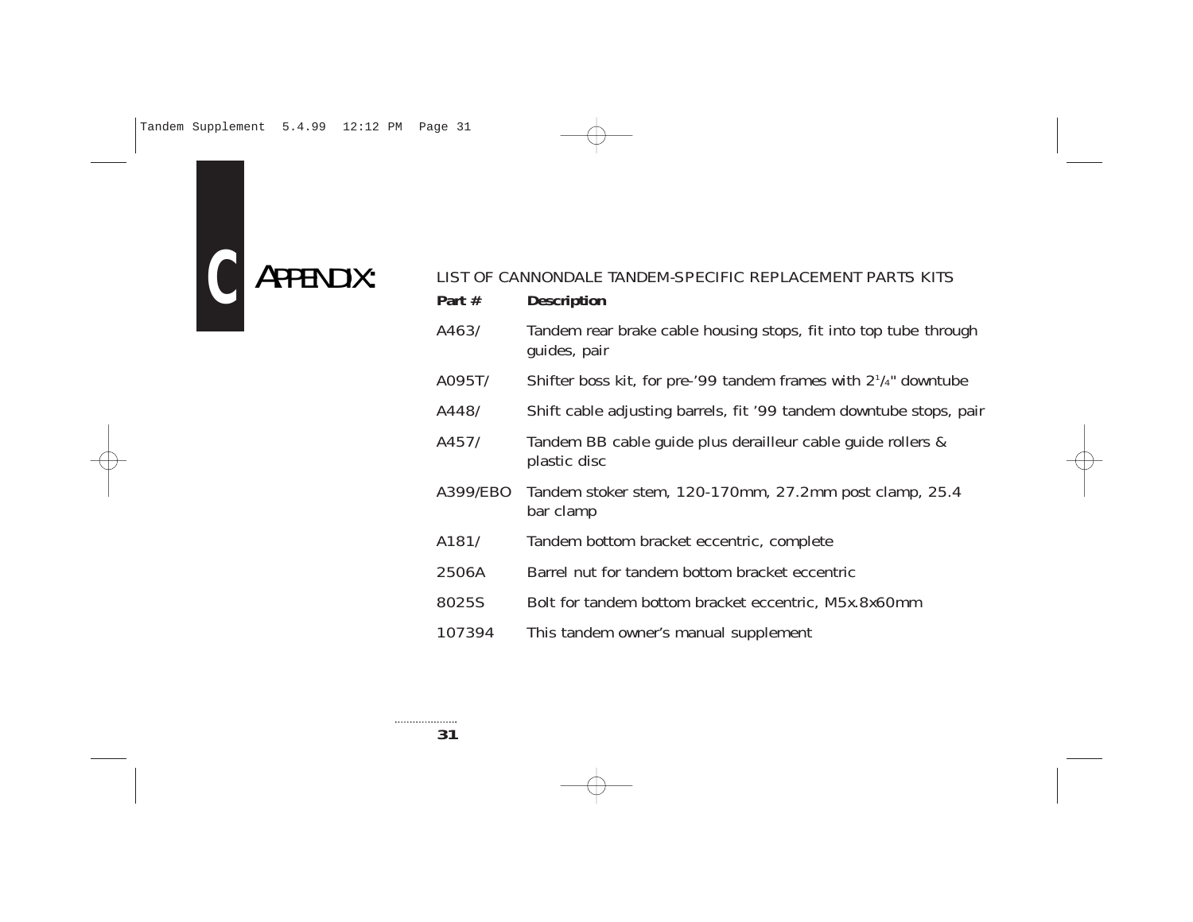# C APPENDIX:

LIST OF CANNONDALE TANDEM-SPECIFIC REPLACEMENT PARTS KITS

| Part # | Description |
|---|---|
| A463/ | Tandem rear brake cable housing stops, fit into top tube through guides, pair |
| A095T/ | Shifter boss kit, for pre-'99 tandem frames with 2 1/4" downtube |
| A448/ | Shift cable adjusting barrels, fit '99 tandem downtube stops, pair |
| A457/ | Tandem BB cable guide plus derailleur cable guide rollers & plastic disc |
| A399/EBO | Tandem stoker stem, 120-170mm, 27.2mm post clamp, 25.4 bar clamp |
| A181/ | Tandem bottom bracket eccentric, complete |
| 2506A | Barrel nut for tandem bottom bracket eccentric |
| 8025S | Bolt for tandem bottom bracket eccentric, M5x.8x60mm |
| 107394 | This tandem owner's manual supplement |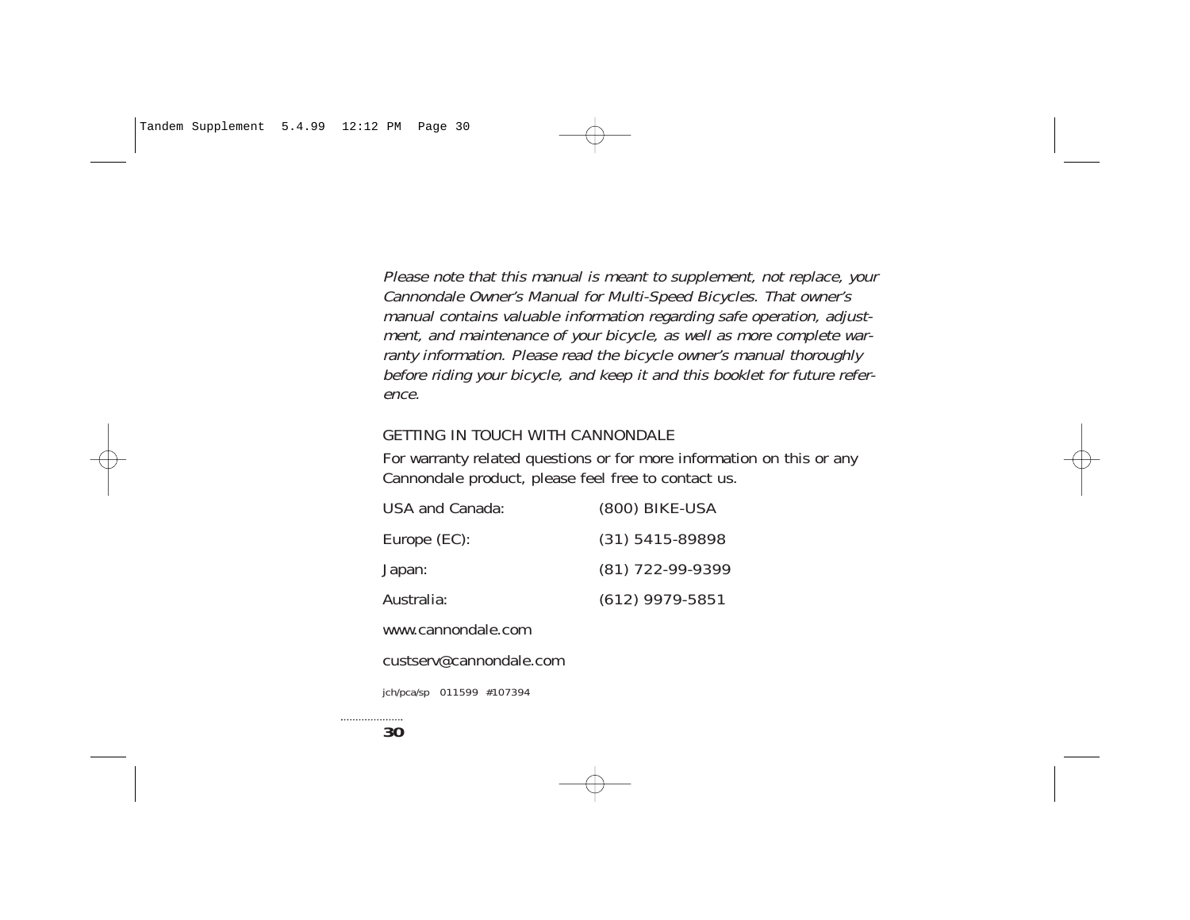*Please note that this manual is meant to supplement, not replace, your Cannondale Owner's Manual for Multi-Speed Bicycles. That owner's manual contains valuable information regarding safe operation, adjustment, and maintenance of your bicycle, as well as more complete warranty information. Please read the bicycle owner's manual thoroughly before riding your bicycle, and keep it and this booklet for future reference.*

GETTING IN TOUCH WITH CANNONDALE

For warranty related questions or for more information on this or any Cannondale product, please feel free to contact us.

| | |
|---|---|
| USA and Canada: | (800) BIKE-USA |
| Europe (EC): | (31) 5415-89898 |
| Japan: | (81) 722-99-9399 |
| Australia: | (612) 9979-5851 |

www.cannondale.com

custserv@cannondale.com

jch/pca/sp 011599 #107394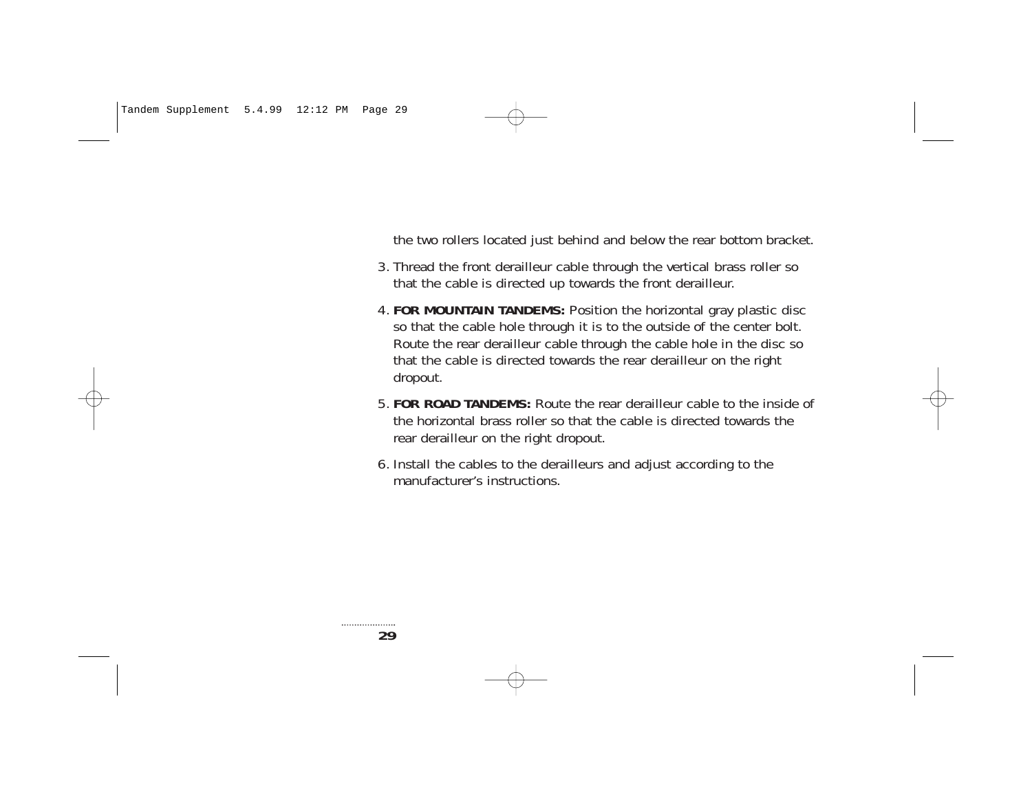the two rollers located just behind and below the rear bottom bracket.

3. Thread the front derailleur cable through the vertical brass roller so that the cable is directed up towards the front derailleur.

4. **FOR MOUNTAIN TANDEMS:** Position the horizontal gray plastic disc so that the cable hole through it is to the outside of the center bolt. Route the rear derailleur cable through the cable hole in the disc so that the cable is directed towards the rear derailleur on the right dropout.

5. **FOR ROAD TANDEMS:** Route the rear derailleur cable to the inside of the horizontal brass roller so that the cable is directed towards the rear derailleur on the right dropout.

6. Install the cables to the derailleurs and adjust according to the manufacturer's instructions.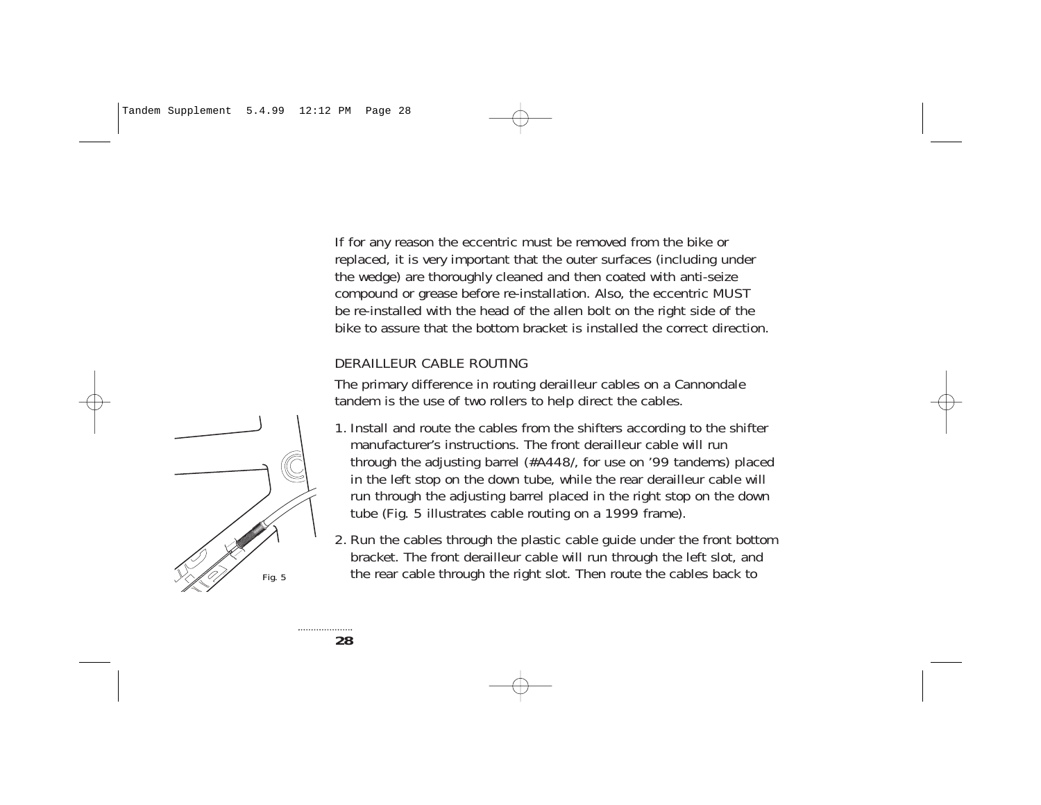If for any reason the eccentric must be removed from the bike or replaced, it is very important that the outer surfaces (including under the wedge) are thoroughly cleaned and then coated with anti-seize compound or grease before re-installation. Also, the eccentric MUST be re-installed with the head of the allen bolt on the right side of the bike to assure that the bottom bracket is installed the correct direction.

## DERAILLEUR CABLE ROUTING

The primary difference in routing derailleur cables on a Cannondale tandem is the use of two rollers to help direct the cables.

1. Install and route the cables from the shifters according to the shifter manufacturer's instructions. The front derailleur cable will run through the adjusting barrel (#A448/, for use on '99 tandems) placed in the left stop on the down tube, while the rear derailleur cable will run through the adjusting barrel placed in the right stop on the down tube (Fig. 5 illustrates cable routing on a 1999 frame).

2. Run the cables through the plastic cable guide under the front bottom bracket. The front derailleur cable will run through the left slot, and the rear cable through the right slot. Then route the cables back to

Fig. 5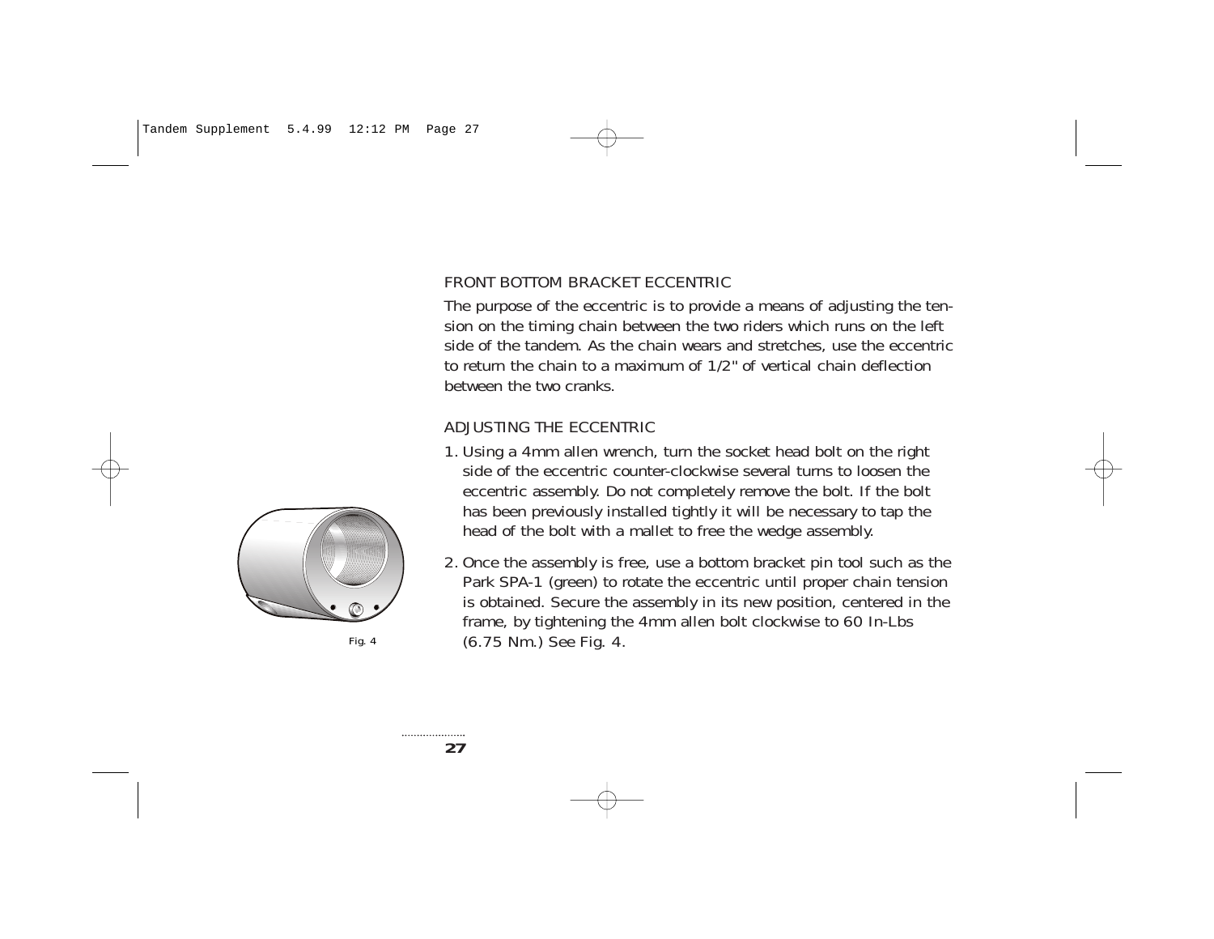## FRONT BOTTOM BRACKET ECCENTRIC

The purpose of the eccentric is to provide a means of adjusting the tension on the timing chain between the two riders which runs on the left side of the tandem. As the chain wears and stretches, use the eccentric to return the chain to a maximum of 1/2" of vertical chain deflection between the two cranks.

## ADJUSTING THE ECCENTRIC

1. Using a 4mm allen wrench, turn the socket head bolt on the right side of the eccentric counter-clockwise several turns to loosen the eccentric assembly. Do not completely remove the bolt. If the bolt has been previously installed tightly it will be necessary to tap the head of the bolt with a mallet to free the wedge assembly.

2. Once the assembly is free, use a bottom bracket pin tool such as the Park SPA-1 (green) to rotate the eccentric until proper chain tension is obtained. Secure the assembly in its new position, centered in the frame, by tightening the 4mm allen bolt clockwise to 60 In-Lbs (6.75 Nm.) See Fig. 4.

Fig. 4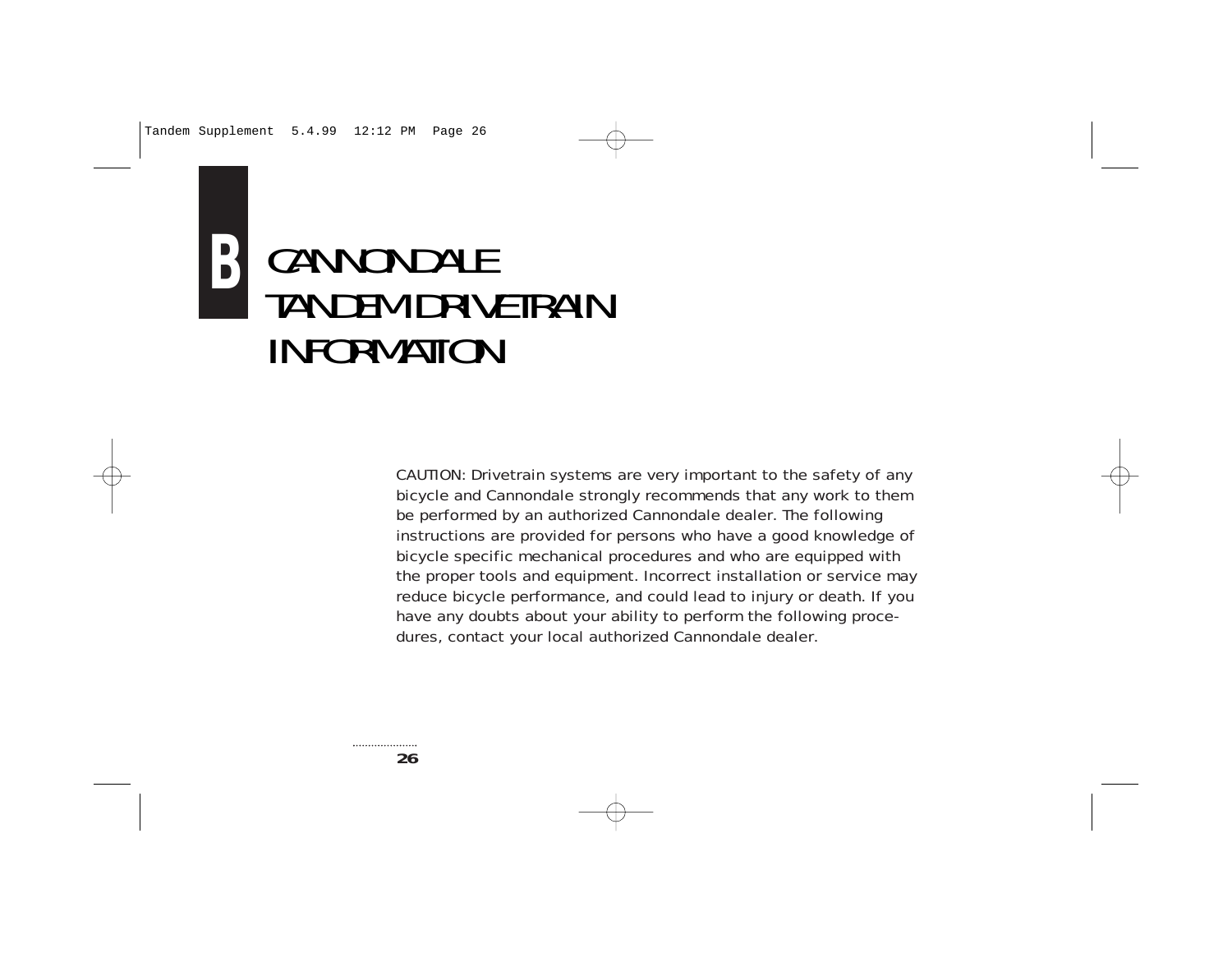# B CANNONDALE TANDEM DRIVETRAIN INFORMATION

CAUTION: Drivetrain systems are very important to the safety of any bicycle and Cannondale strongly recommends that any work to them be performed by an authorized Cannondale dealer. The following instructions are provided for persons who have a good knowledge of bicycle specific mechanical procedures and who are equipped with the proper tools and equipment. Incorrect installation or service may reduce bicycle performance, and could lead to injury or death. If you have any doubts about your ability to perform the following procedures, contact your local authorized Cannondale dealer.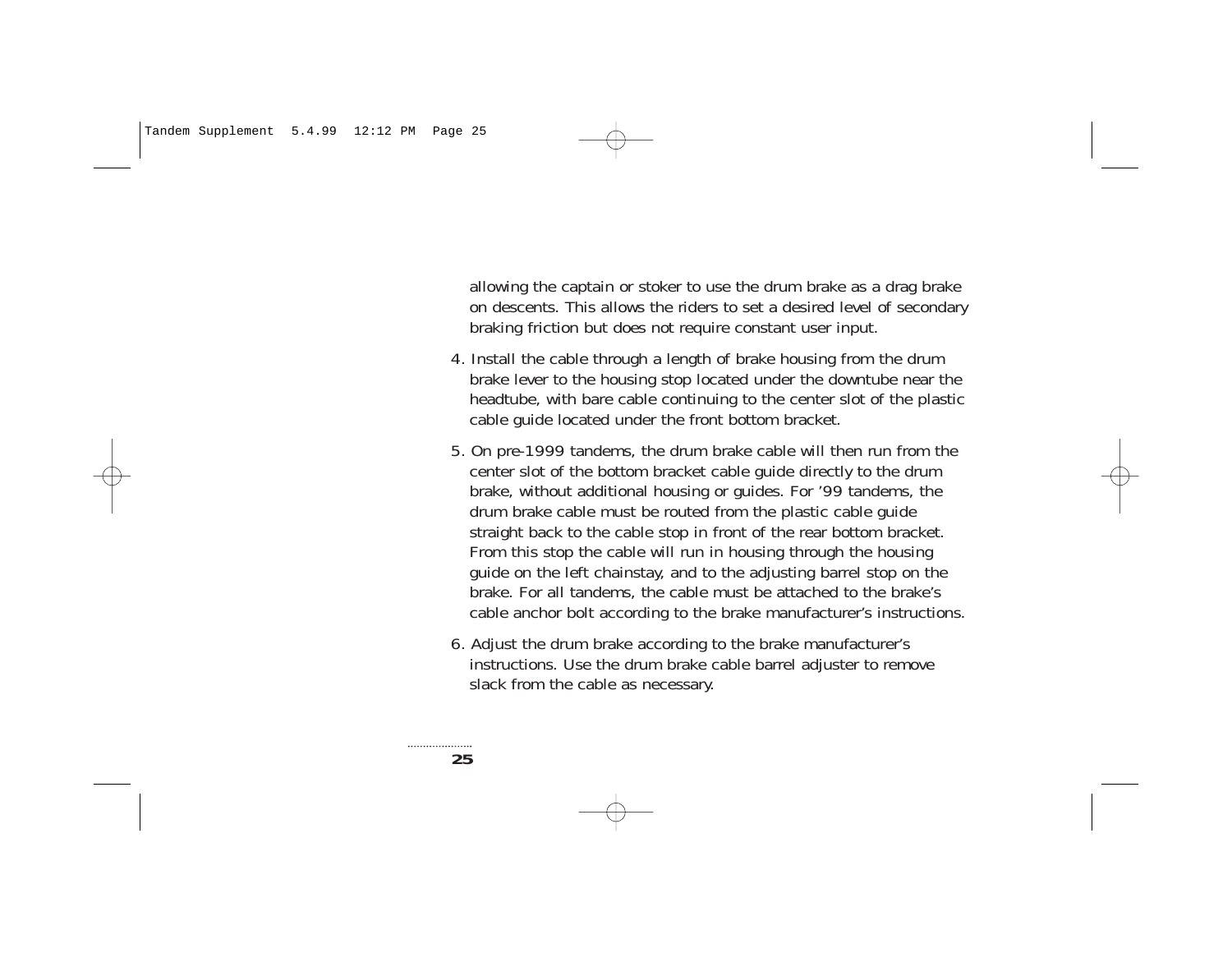allowing the captain or stoker to use the drum brake as a drag brake on descents. This allows the riders to set a desired level of secondary braking friction but does not require constant user input.

4. Install the cable through a length of brake housing from the drum brake lever to the housing stop located under the downtube near the headtube, with bare cable continuing to the center slot of the plastic cable guide located under the front bottom bracket.

5. On pre-1999 tandems, the drum brake cable will then run from the center slot of the bottom bracket cable guide directly to the drum brake, without additional housing or guides. For '99 tandems, the drum brake cable must be routed from the plastic cable guide straight back to the cable stop in front of the rear bottom bracket. From this stop the cable will run in housing through the housing guide on the left chainstay, and to the adjusting barrel stop on the brake. For all tandems, the cable must be attached to the brake's cable anchor bolt according to the brake manufacturer's instructions.

6. Adjust the drum brake according to the brake manufacturer's instructions. Use the drum brake cable barrel adjuster to remove slack from the cable as necessary.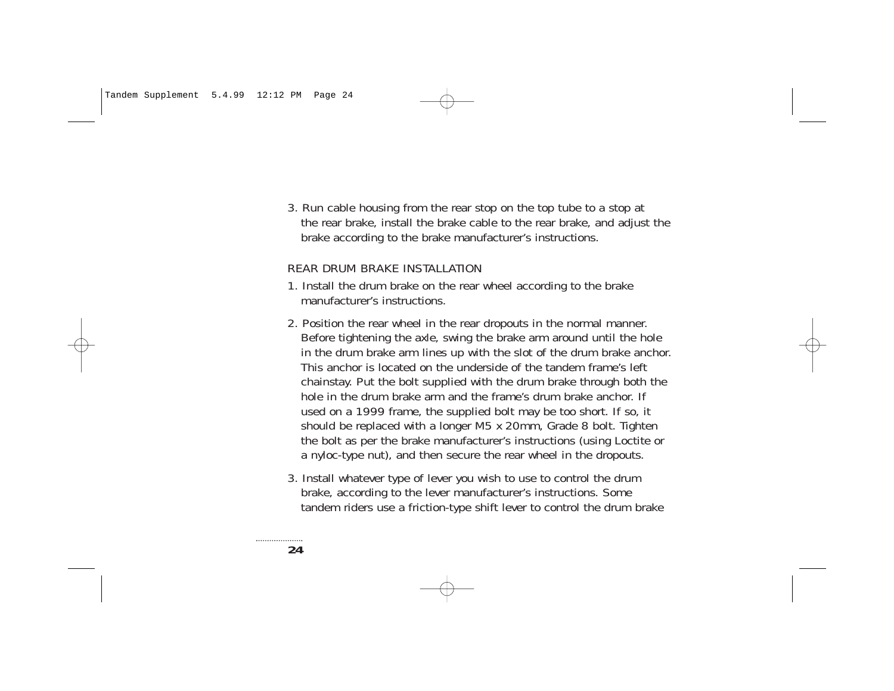3. Run cable housing from the rear stop on the top tube to a stop at the rear brake, install the brake cable to the rear brake, and adjust the brake according to the brake manufacturer's instructions.

## REAR DRUM BRAKE INSTALLATION

1. Install the drum brake on the rear wheel according to the brake manufacturer's instructions.

2. Position the rear wheel in the rear dropouts in the normal manner. Before tightening the axle, swing the brake arm around until the hole in the drum brake arm lines up with the slot of the drum brake anchor. This anchor is located on the underside of the tandem frame's left chainstay. Put the bolt supplied with the drum brake through both the hole in the drum brake arm and the frame's drum brake anchor. If used on a 1999 frame, the supplied bolt may be too short. If so, it should be replaced with a longer M5 x 20mm, Grade 8 bolt. Tighten the bolt as per the brake manufacturer's instructions (using Loctite or a nyloc-type nut), and then secure the rear wheel in the dropouts.

3. Install whatever type of lever you wish to use to control the drum brake, according to the lever manufacturer's instructions. Some tandem riders use a friction-type shift lever to control the drum brake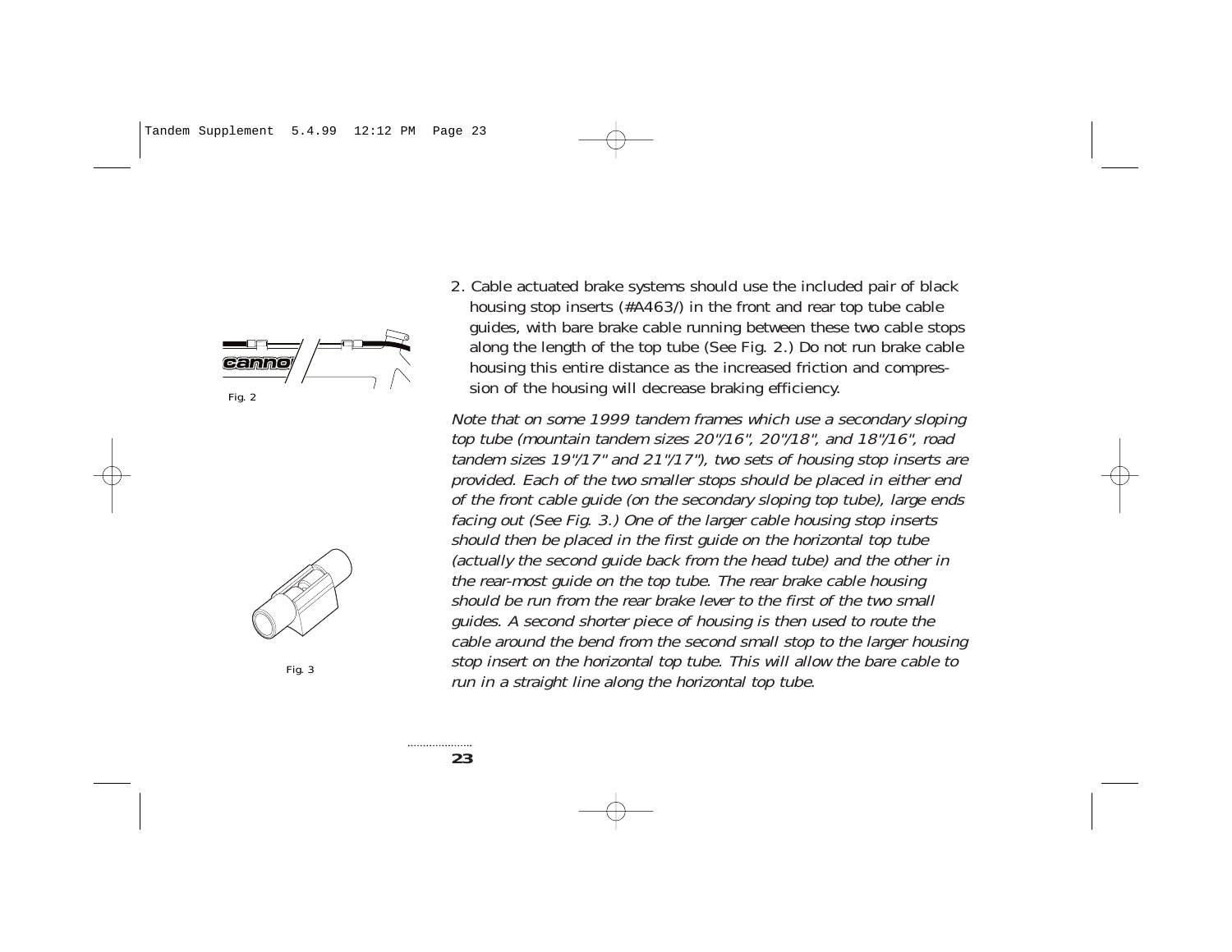Fig. 2

Fig. 3

2. Cable actuated brake systems should use the included pair of black housing stop inserts (#A463/) in the front and rear top tube cable guides, with bare brake cable running between these two cable stops along the length of the top tube (See Fig. 2.) Do not run brake cable housing this entire distance as the increased friction and compression of the housing will decrease braking efficiency.

*Note that on some 1999 tandem frames which use a secondary sloping top tube (mountain tandem sizes 20"/16", 20"/18", and 18"/16", road tandem sizes 19"/17" and 21"/17"), two sets of housing stop inserts are provided. Each of the two smaller stops should be placed in either end of the front cable guide (on the secondary sloping top tube), large ends facing out (See Fig. 3.) One of the larger cable housing stop inserts should then be placed in the first guide on the horizontal top tube (actually the second guide back from the head tube) and the other in the rear-most guide on the top tube. The rear brake cable housing should be run from the rear brake lever to the first of the two small guides. A second shorter piece of housing is then used to route the cable around the bend from the second small stop to the larger housing stop insert on the horizontal top tube. This will allow the bare cable to run in a straight line along the horizontal top tube.*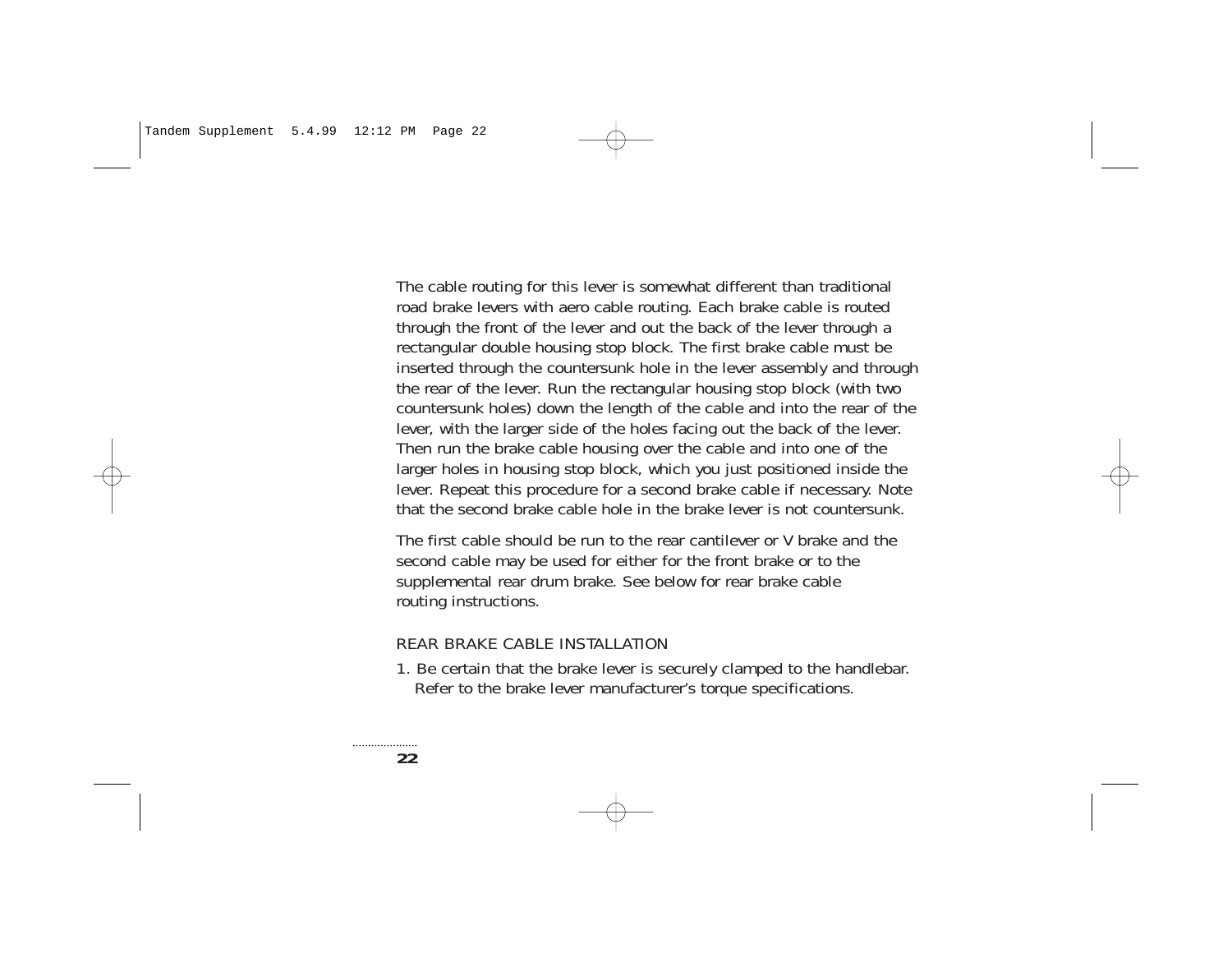The cable routing for this lever is somewhat different than traditional road brake levers with aero cable routing. Each brake cable is routed through the front of the lever and out the back of the lever through a rectangular double housing stop block. The first brake cable must be inserted through the countersunk hole in the lever assembly and through the rear of the lever. Run the rectangular housing stop block (with two countersunk holes) down the length of the cable and into the rear of the lever, with the larger side of the holes facing out the back of the lever. Then run the brake cable housing over the cable and into one of the larger holes in housing stop block, which you just positioned inside the lever. Repeat this procedure for a second brake cable if necessary. Note that the second brake cable hole in the brake lever is not countersunk.

The first cable should be run to the rear cantilever or V brake and the second cable may be used for either for the front brake or to the supplemental rear drum brake. See below for rear brake cable routing instructions.

## REAR BRAKE CABLE INSTALLATION

1. Be certain that the brake lever is securely clamped to the handlebar. Refer to the brake lever manufacturer's torque specifications.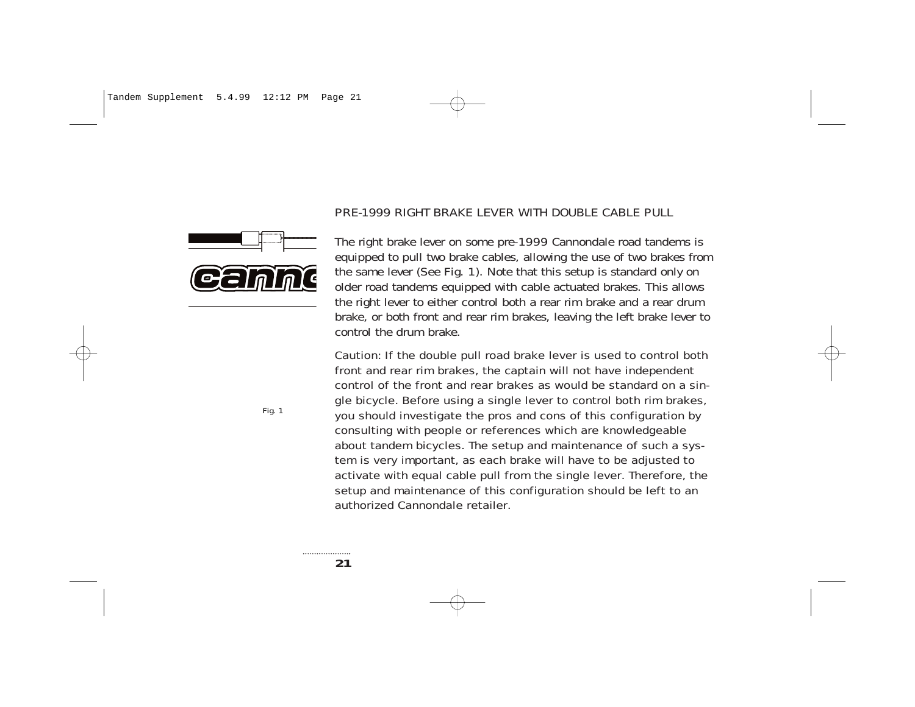## PRE-1999 RIGHT BRAKE LEVER WITH DOUBLE CABLE PULL

The right brake lever on some pre-1999 Cannondale road tandems is equipped to pull two brake cables, allowing the use of two brakes from the same lever (See Fig. 1). Note that this setup is standard only on older road tandems equipped with cable actuated brakes. This allows the right lever to either control both a rear rim brake and a rear drum brake, or both front and rear rim brakes, leaving the left brake lever to control the drum brake.

Fig. 1

Caution: If the double pull road brake lever is used to control both front and rear rim brakes, the captain will not have independent control of the front and rear brakes as would be standard on a single bicycle. Before using a single lever to control both rim brakes, you should investigate the pros and cons of this configuration by consulting with people or references which are knowledgeable about tandem bicycles. The setup and maintenance of such a system is very important, as each brake will have to be adjusted to activate with equal cable pull from the single lever. Therefore, the setup and maintenance of this configuration should be left to an authorized Cannondale retailer.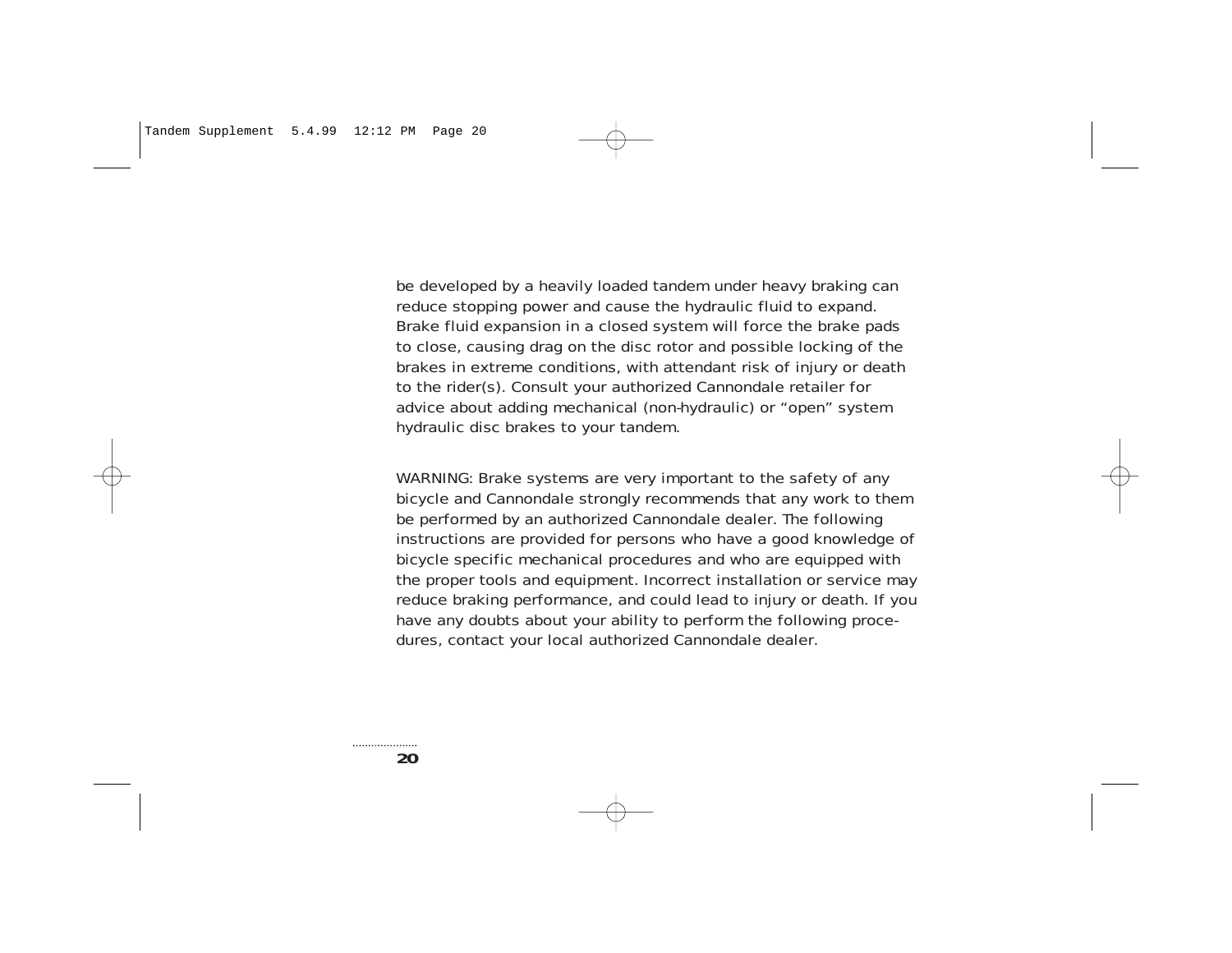be developed by a heavily loaded tandem under heavy braking can reduce stopping power and cause the hydraulic fluid to expand. Brake fluid expansion in a closed system will force the brake pads to close, causing drag on the disc rotor and possible locking of the brakes in extreme conditions, with attendant risk of injury or death to the rider(s). Consult your authorized Cannondale retailer for advice about adding mechanical (non-hydraulic) or “open” system hydraulic disc brakes to your tandem.

WARNING: Brake systems are very important to the safety of any bicycle and Cannondale strongly recommends that any work to them be performed by an authorized Cannondale dealer. The following instructions are provided for persons who have a good knowledge of bicycle specific mechanical procedures and who are equipped with the proper tools and equipment. Incorrect installation or service may reduce braking performance, and could lead to injury or death. If you have any doubts about your ability to perform the following procedures, contact your local authorized Cannondale dealer.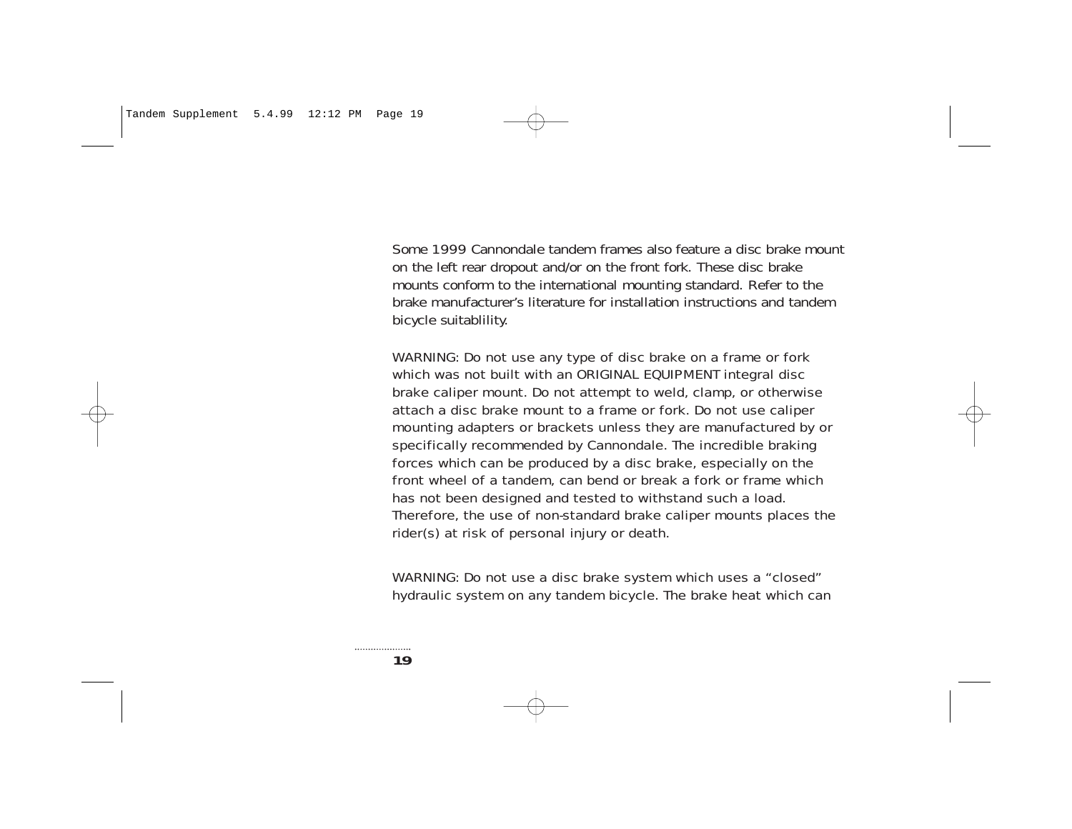Some 1999 Cannondale tandem frames also feature a disc brake mount on the left rear dropout and/or on the front fork. These disc brake mounts conform to the international mounting standard. Refer to the brake manufacturer's literature for installation instructions and tandem bicycle suitablility.

WARNING: Do not use any type of disc brake on a frame or fork which was not built with an ORIGINAL EQUIPMENT integral disc brake caliper mount. Do not attempt to weld, clamp, or otherwise attach a disc brake mount to a frame or fork. Do not use caliper mounting adapters or brackets unless they are manufactured by or specifically recommended by Cannondale. The incredible braking forces which can be produced by a disc brake, especially on the front wheel of a tandem, can bend or break a fork or frame which has not been designed and tested to withstand such a load. Therefore, the use of non-standard brake caliper mounts places the rider(s) at risk of personal injury or death.

WARNING: Do not use a disc brake system which uses a "closed" hydraulic system on any tandem bicycle. The brake heat which can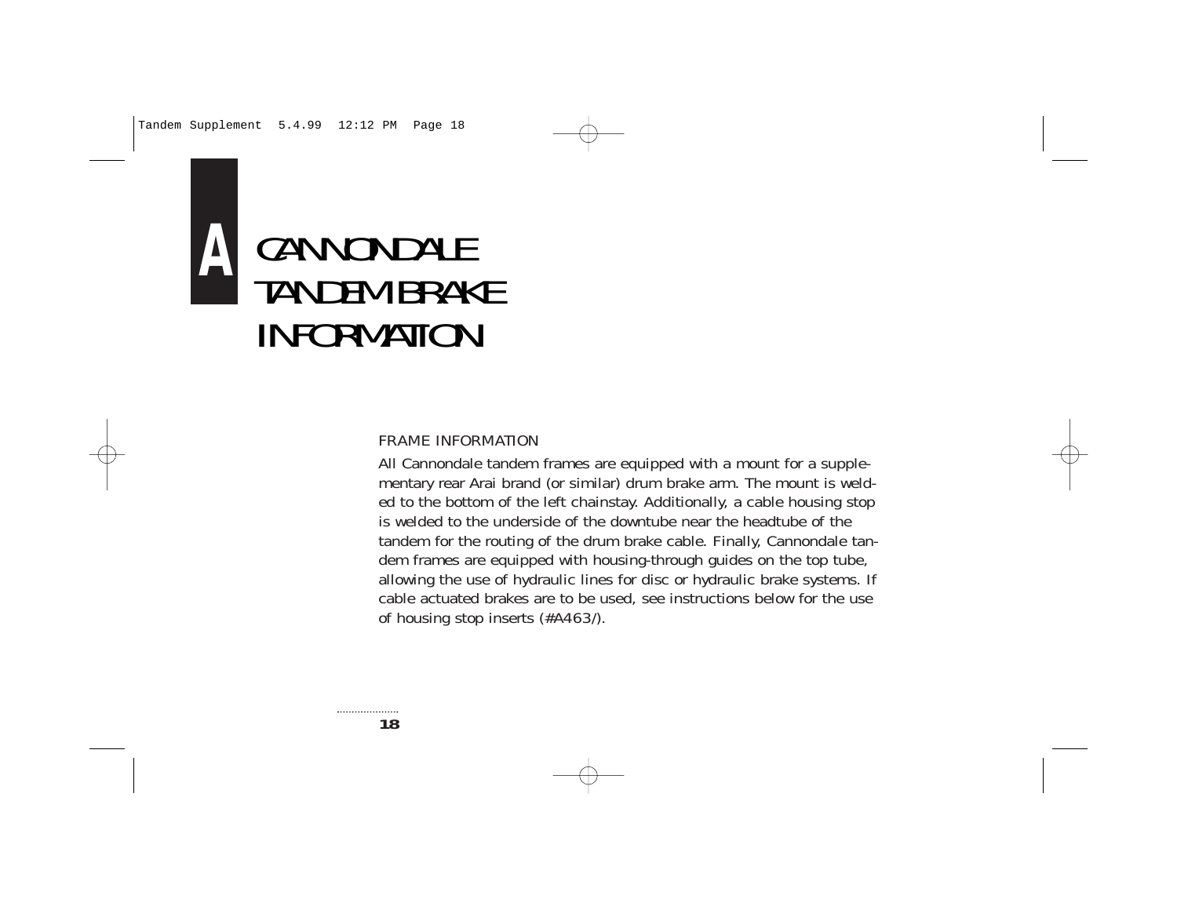# A CANNONDALE TANDEM BRAKE INFORMATION

## FRAME INFORMATION

All Cannondale tandem frames are equipped with a mount for a supplementary rear Arai brand (or similar) drum brake arm. The mount is welded to the bottom of the left chainstay. Additionally, a cable housing stop is welded to the underside of the downtube near the headtube of the tandem for the routing of the drum brake cable. Finally, Cannondale tandem frames are equipped with housing-through guides on the top tube, allowing the use of hydraulic lines for disc or hydraulic brake systems. If cable actuated brakes are to be used, see instructions below for the use of housing stop inserts (#A463/).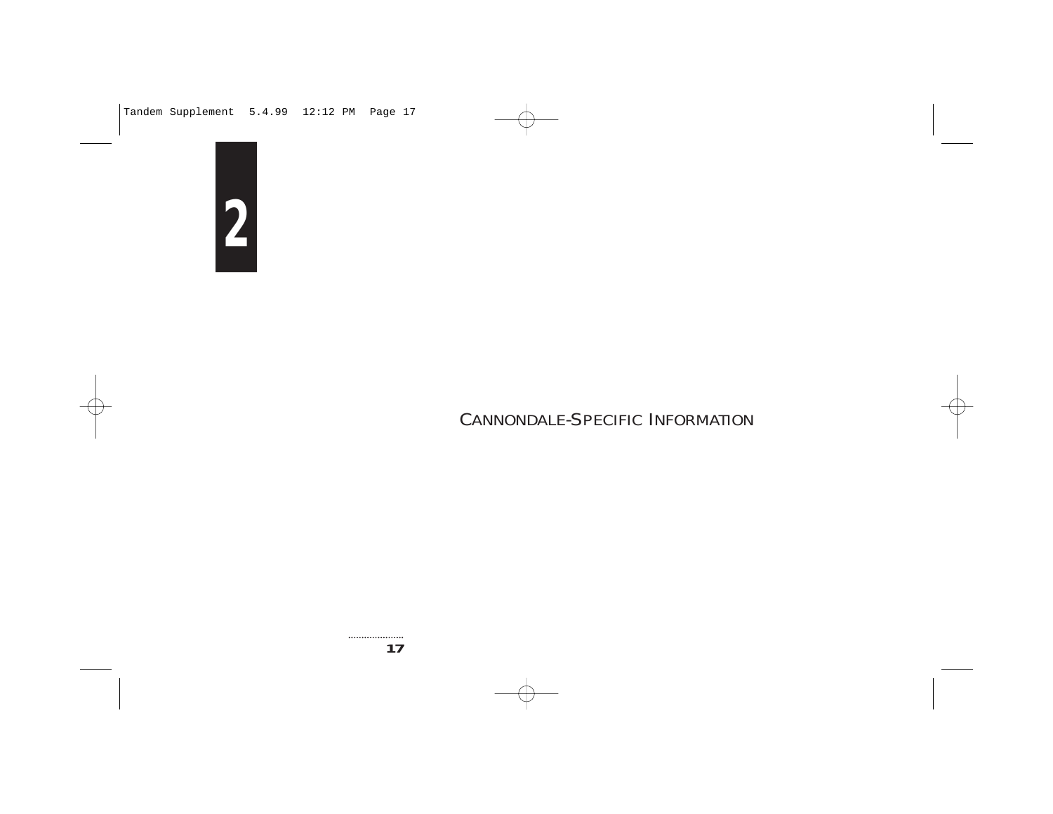# 2

## CANNONDALE-SPECIFIC INFORMATION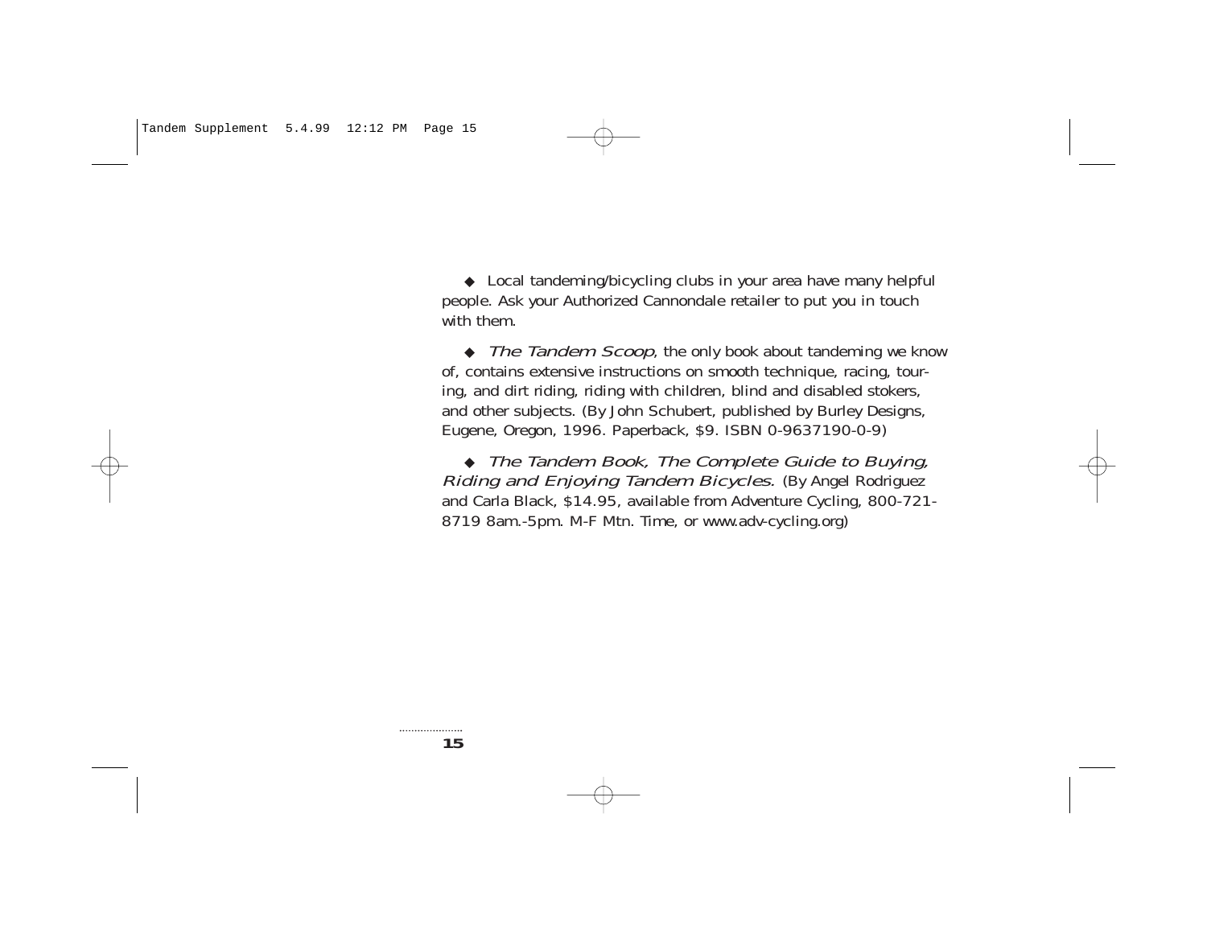- Local tandeming/bicycling clubs in your area have many helpful people. Ask your Authorized Cannondale retailer to put you in touch with them.

- *The Tandem Scoop*, the only book about tandeming we know of, contains extensive instructions on smooth technique, racing, touring, and dirt riding, riding with children, blind and disabled stokers, and other subjects. (By John Schubert, published by Burley Designs, Eugene, Oregon, 1996. Paperback, $9. ISBN 0-9637190-0-9)

- *The Tandem Book, The Complete Guide to Buying, Riding and Enjoying Tandem Bicycles.* (By Angel Rodriguez and Carla Black, $14.95, available from Adventure Cycling, 800-721-8719 8am.-5pm. M-F Mtn. Time, or www.adv-cycling.org)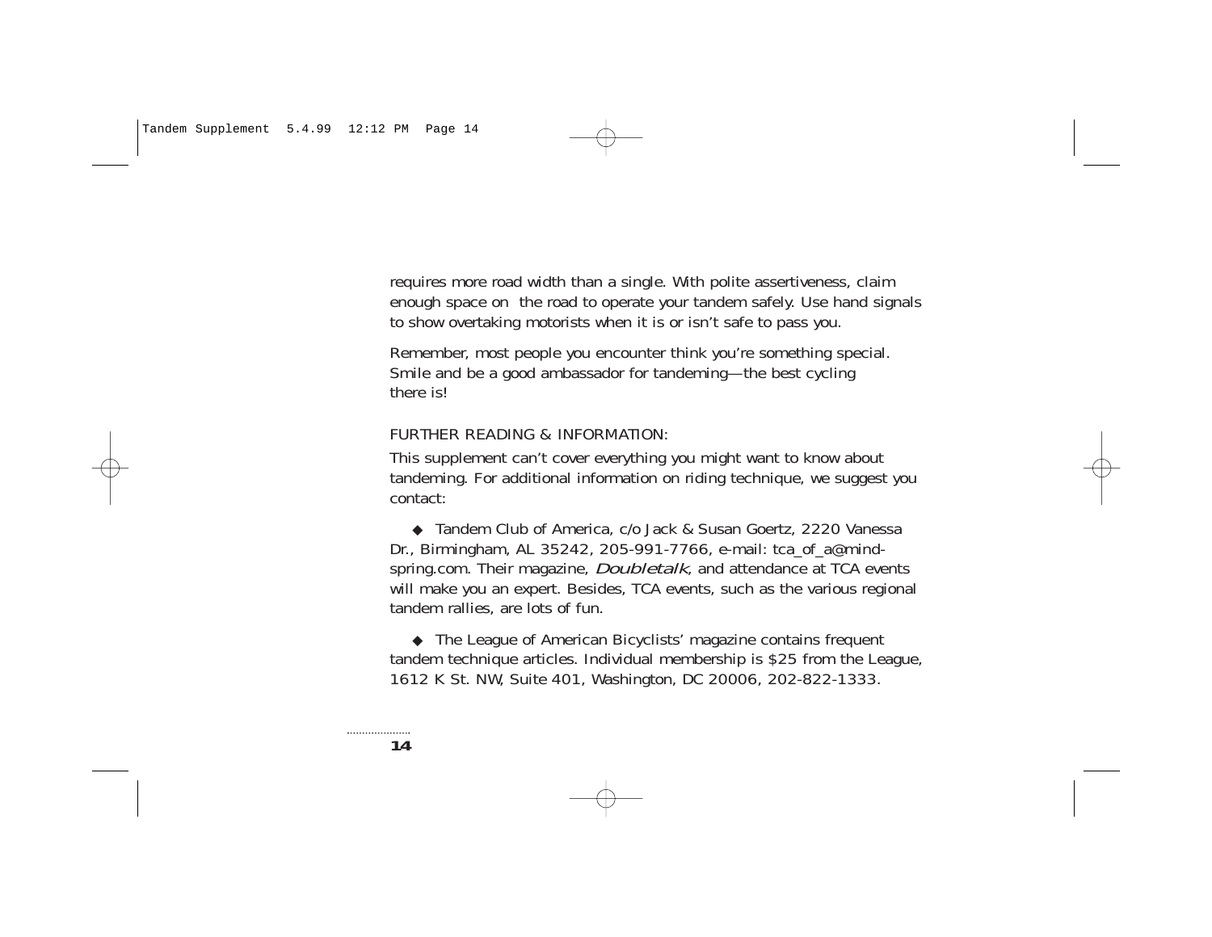requires more road width than a single. With polite assertiveness, claim enough space on the road to operate your tandem safely. Use hand signals to show overtaking motorists when it is or isn't safe to pass you.

Remember, most people you encounter think you're something special. Smile and be a good ambassador for tandeming—the best cycling there is!

FURTHER READING & INFORMATION:

This supplement can't cover everything you might want to know about tandeming. For additional information on riding technique, we suggest you contact:

◆ Tandem Club of America, c/o Jack & Susan Goertz, 2220 Vanessa Dr., Birmingham, AL 35242, 205-991-7766, e-mail: tca_of_a@mind-spring.com. Their magazine, *Doubletalk*, and attendance at TCA events will make you an expert. Besides, TCA events, such as the various regional tandem rallies, are lots of fun.

◆ The League of American Bicyclists' magazine contains frequent tandem technique articles. Individual membership is $25 from the League, 1612 K St. NW, Suite 401, Washington, DC 20006, 202-822-1333.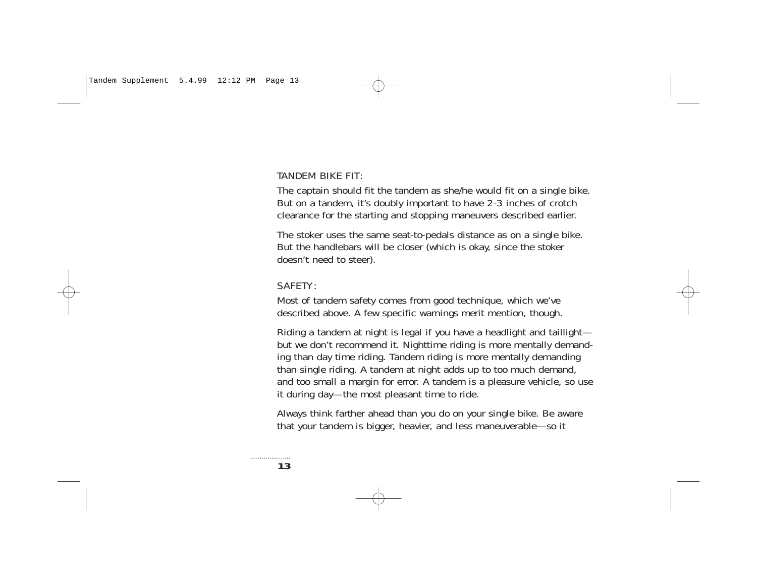## TANDEM BIKE FIT:

The captain should fit the tandem as she/he would fit on a single bike. But on a tandem, it's doubly important to have 2-3 inches of crotch clearance for the starting and stopping maneuvers described earlier.

The stoker uses the same seat-to-pedals distance as on a single bike. But the handlebars will be closer (which is okay, since the stoker doesn't need to steer).

## SAFETY:

Most of tandem safety comes from good technique, which we've described above. A few specific warnings merit mention, though.

Riding a tandem at night is legal if you have a headlight and taillight—but we don't recommend it. Nighttime riding is more mentally demanding than day time riding. Tandem riding is more mentally demanding than single riding. A tandem at night adds up to too much demand, and too small a margin for error. A tandem is a pleasure vehicle, so use it during day—the most pleasant time to ride.

Always think farther ahead than you do on your single bike. Be aware that your tandem is bigger, heavier, and less maneuverable—so it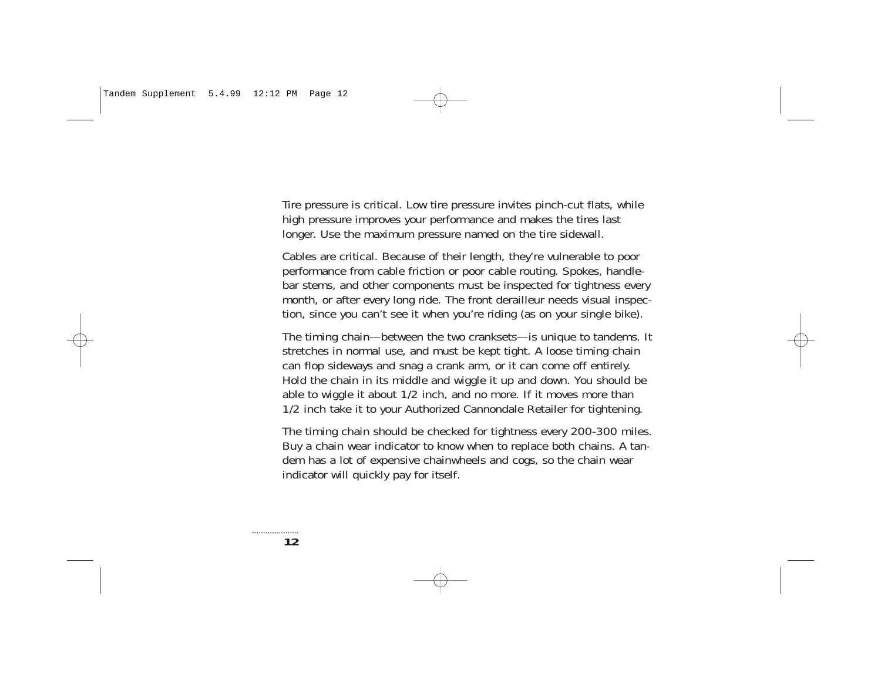Tire pressure is critical. Low tire pressure invites pinch-cut flats, while high pressure improves your performance and makes the tires last longer. Use the maximum pressure named on the tire sidewall.

Cables are critical. Because of their length, they're vulnerable to poor performance from cable friction or poor cable routing. Spokes, handlebar stems, and other components must be inspected for tightness every month, or after every long ride. The front derailleur needs visual inspection, since you can't see it when you're riding (as on your single bike).

The timing chain—between the two cranksets—is unique to tandems. It stretches in normal use, and must be kept tight. A loose timing chain can flop sideways and snag a crank arm, or it can come off entirely. Hold the chain in its middle and wiggle it up and down. You should be able to wiggle it about 1/2 inch, and no more. If it moves more than 1/2 inch take it to your Authorized Cannondale Retailer for tightening.

The timing chain should be checked for tightness every 200-300 miles. Buy a chain wear indicator to know when to replace both chains. A tandem has a lot of expensive chainwheels and cogs, so the chain wear indicator will quickly pay for itself.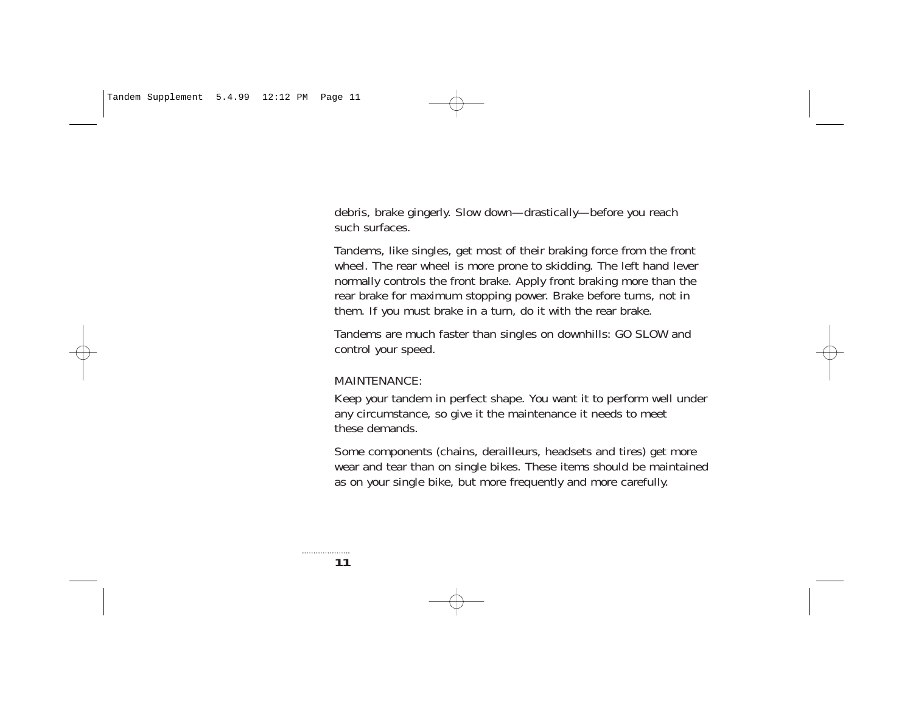debris, brake gingerly. Slow down—drastically—before you reach such surfaces.

Tandems, like singles, get most of their braking force from the front wheel. The rear wheel is more prone to skidding. The left hand lever normally controls the front brake. Apply front braking more than the rear brake for maximum stopping power. Brake before turns, not in them. If you must brake in a turn, do it with the rear brake.

Tandems are much faster than singles on downhills: GO SLOW and control your speed.

## MAINTENANCE:

Keep your tandem in perfect shape. You want it to perform well under any circumstance, so give it the maintenance it needs to meet these demands.

Some components (chains, derailleurs, headsets and tires) get more wear and tear than on single bikes. These items should be maintained as on your single bike, but more frequently and more carefully.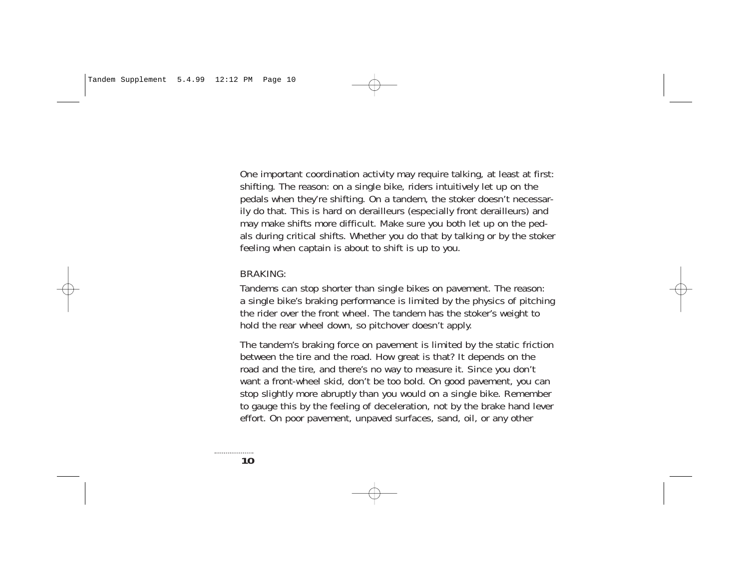One important coordination activity may require talking, at least at first: shifting. The reason: on a single bike, riders intuitively let up on the pedals when they're shifting. On a tandem, the stoker doesn't necessarily do that. This is hard on derailleurs (especially front derailleurs) and may make shifts more difficult. Make sure you both let up on the pedals during critical shifts. Whether you do that by talking or by the stoker feeling when captain is about to shift is up to you.

BRAKING:

Tandems can stop shorter than single bikes on pavement. The reason: a single bike's braking performance is limited by the physics of pitching the rider over the front wheel. The tandem has the stoker's weight to hold the rear wheel down, so pitchover doesn't apply.

The tandem's braking force on pavement is limited by the static friction between the tire and the road. How great is that? It depends on the road and the tire, and there's no way to measure it. Since you don't want a front-wheel skid, don't be too bold. On good pavement, you can stop slightly more abruptly than you would on a single bike. Remember to gauge this by the feeling of deceleration, not by the brake hand lever effort. On poor pavement, unpaved surfaces, sand, oil, or any other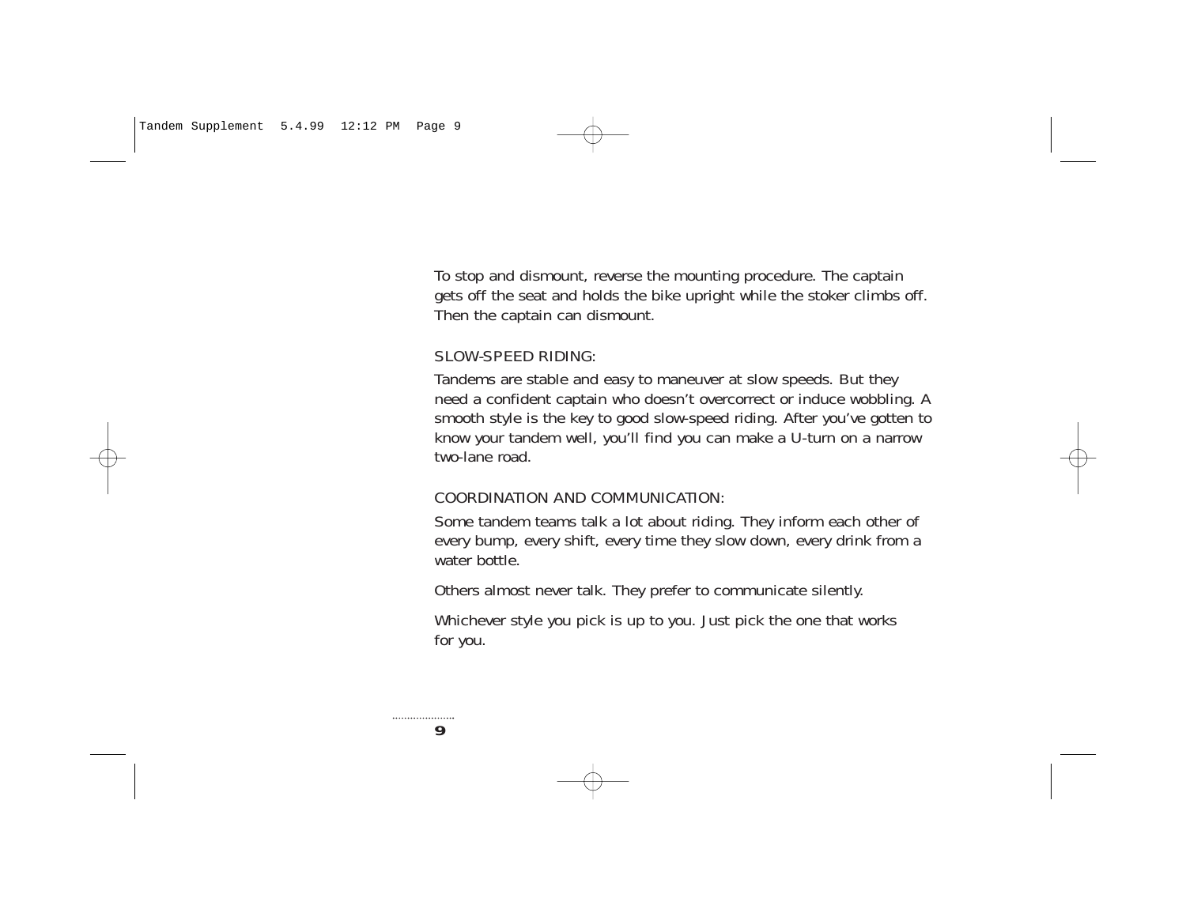To stop and dismount, reverse the mounting procedure. The captain gets off the seat and holds the bike upright while the stoker climbs off. Then the captain can dismount.

## SLOW-SPEED RIDING:

Tandems are stable and easy to maneuver at slow speeds. But they need a confident captain who doesn't overcorrect or induce wobbling. A smooth style is the key to good slow-speed riding. After you've gotten to know your tandem well, you'll find you can make a U-turn on a narrow two-lane road.

## COORDINATION AND COMMUNICATION:

Some tandem teams talk a lot about riding. They inform each other of every bump, every shift, every time they slow down, every drink from a water bottle.

Others almost never talk. They prefer to communicate silently.

Whichever style you pick is up to you. Just pick the one that works for you.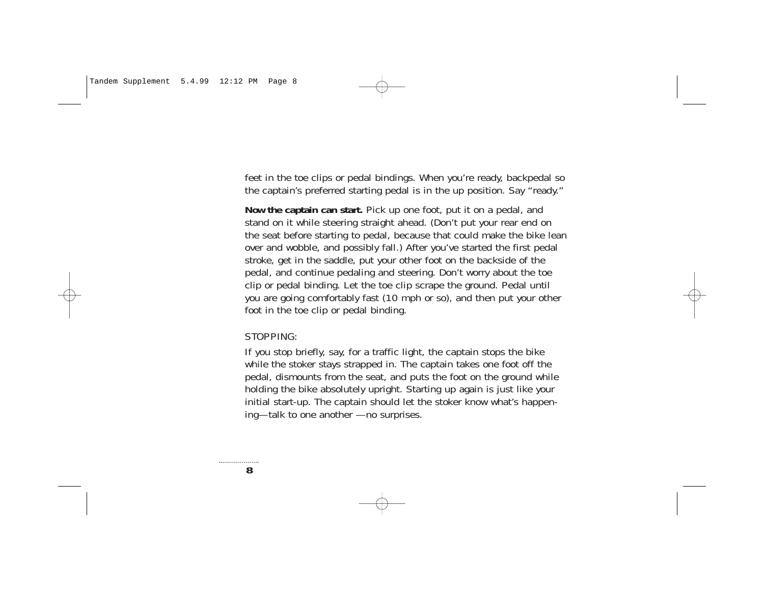feet in the toe clips or pedal bindings. When you're ready, backpedal so the captain's preferred starting pedal is in the up position. Say "ready."

**Now the captain can start.** Pick up one foot, put it on a pedal, and stand on it while steering straight ahead. (Don't put your rear end on the seat before starting to pedal, because that could make the bike lean over and wobble, and possibly fall.) After you've started the first pedal stroke, get in the saddle, put your other foot on the backside of the pedal, and continue pedaling and steering. Don't worry about the toe clip or pedal binding. Let the toe clip scrape the ground. Pedal until you are going comfortably fast (10 mph or so), and then put your other foot in the toe clip or pedal binding.

STOPPING:

If you stop briefly, say, for a traffic light, the captain stops the bike while the stoker stays strapped in. The captain takes one foot off the pedal, dismounts from the seat, and puts the foot on the ground while holding the bike absolutely upright. Starting up again is just like your initial start-up. The captain should let the stoker know what's happening—talk to one another —no surprises.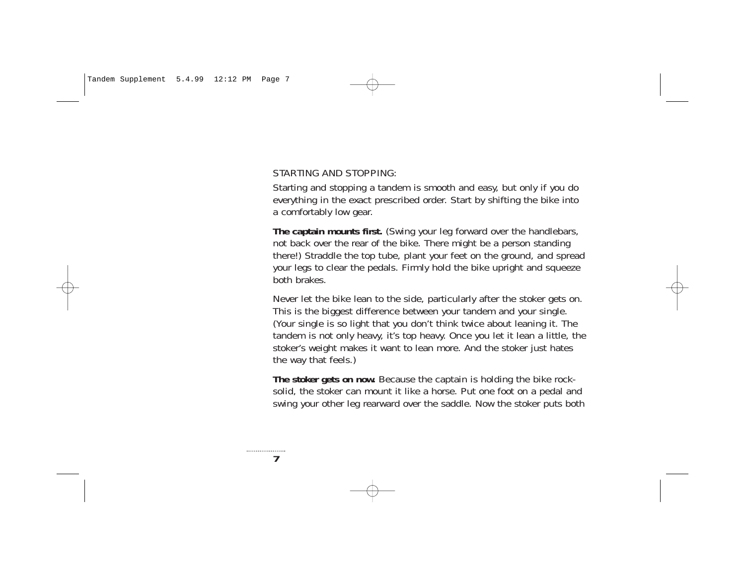## STARTING AND STOPPING:

Starting and stopping a tandem is smooth and easy, but only if you do everything in the exact prescribed order. Start by shifting the bike into a comfortably low gear.

**The captain mounts first.** (Swing your leg forward over the handlebars, not back over the rear of the bike. There might be a person standing there!) Straddle the top tube, plant your feet on the ground, and spread your legs to clear the pedals. Firmly hold the bike upright and squeeze both brakes.

Never let the bike lean to the side, particularly after the stoker gets on. This is the biggest difference between your tandem and your single. (Your single is so light that you don't think twice about leaning it. The tandem is not only heavy, it's top heavy. Once you let it lean a little, the stoker's weight makes it want to lean more. And the stoker just hates the way that feels.)

**The stoker gets on now.** Because the captain is holding the bike rock-solid, the stoker can mount it like a horse. Put one foot on a pedal and swing your other leg rearward over the saddle. Now the stoker puts both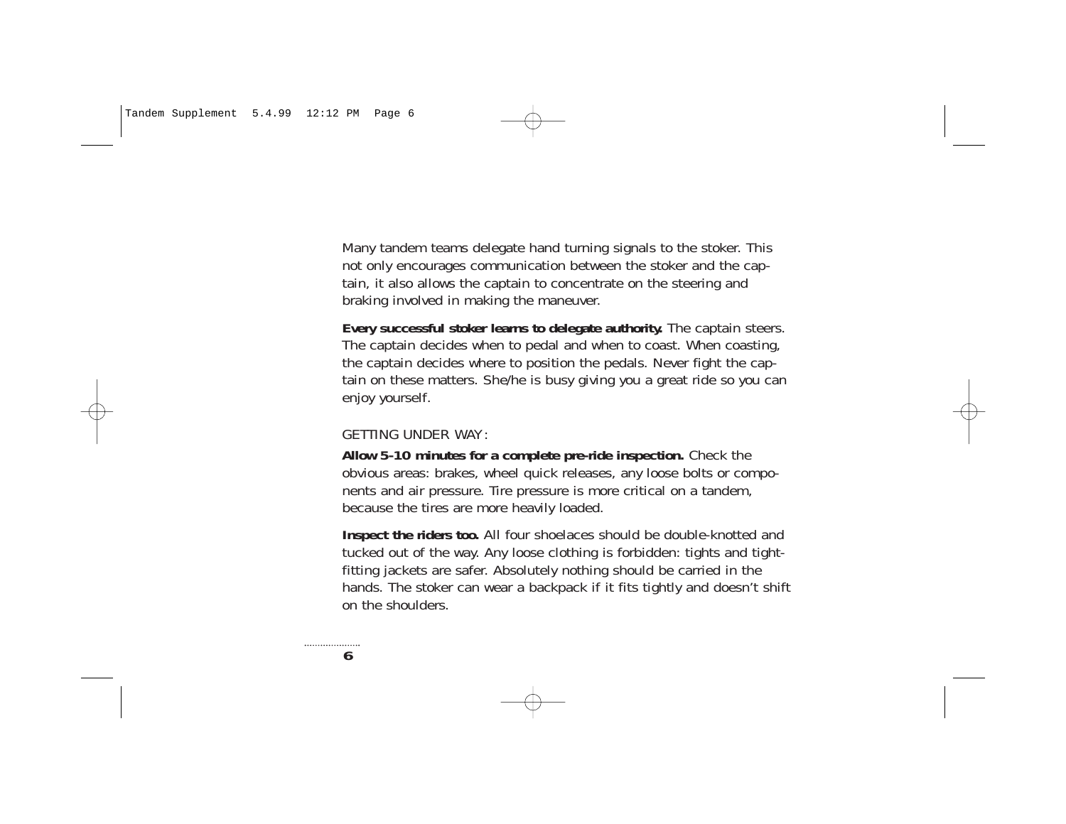Many tandem teams delegate hand turning signals to the stoker. This not only encourages communication between the stoker and the captain, it also allows the captain to concentrate on the steering and braking involved in making the maneuver.

**Every successful stoker learns to delegate authority.** The captain steers. The captain decides when to pedal and when to coast. When coasting, the captain decides where to position the pedals. Never fight the captain on these matters. She/he is busy giving you a great ride so you can enjoy yourself.

GETTING UNDER WAY:

**Allow 5-10 minutes for a complete pre-ride inspection.** Check the obvious areas: brakes, wheel quick releases, any loose bolts or components and air pressure. Tire pressure is more critical on a tandem, because the tires are more heavily loaded.

**Inspect the riders too.** All four shoelaces should be double-knotted and tucked out of the way. Any loose clothing is forbidden: tights and tight-fitting jackets are safer. Absolutely nothing should be carried in the hands. The stoker can wear a backpack if it fits tightly and doesn't shift on the shoulders.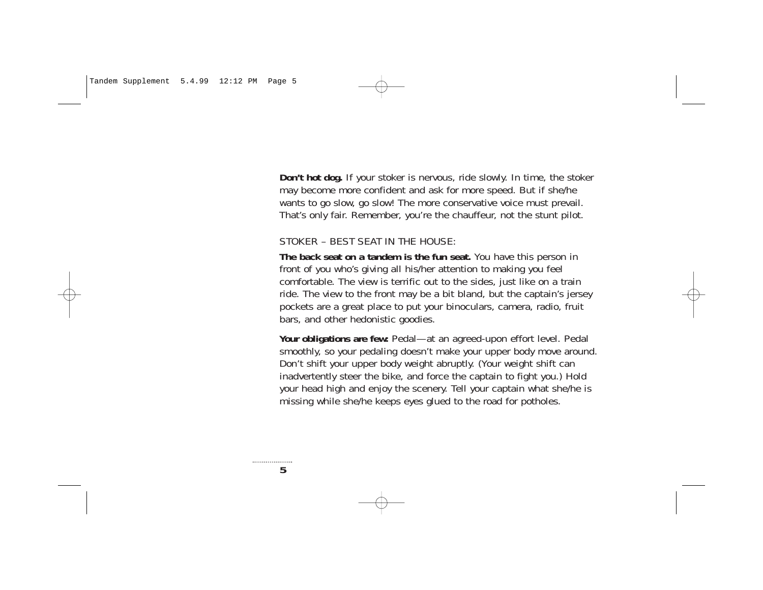**Don't hot dog.** If your stoker is nervous, ride slowly. In time, the stoker may become more confident and ask for more speed. But if she/he wants to go slow, go slow! The more conservative voice must prevail. That's only fair. Remember, you're the chauffeur, not the stunt pilot.

STOKER – BEST SEAT IN THE HOUSE:

**The back seat on a tandem is the fun seat.** You have this person in front of you who's giving all his/her attention to making you feel comfortable. The view is terrific out to the sides, just like on a train ride. The view to the front may be a bit bland, but the captain's jersey pockets are a great place to put your binoculars, camera, radio, fruit bars, and other hedonistic goodies.

**Your obligations are few:** Pedal—at an agreed-upon effort level. Pedal smoothly, so your pedaling doesn't make your upper body move around. Don't shift your upper body weight abruptly. (Your weight shift can inadvertently steer the bike, and force the captain to fight you.) Hold your head high and enjoy the scenery. Tell your captain what she/he is missing while she/he keeps eyes glued to the road for potholes.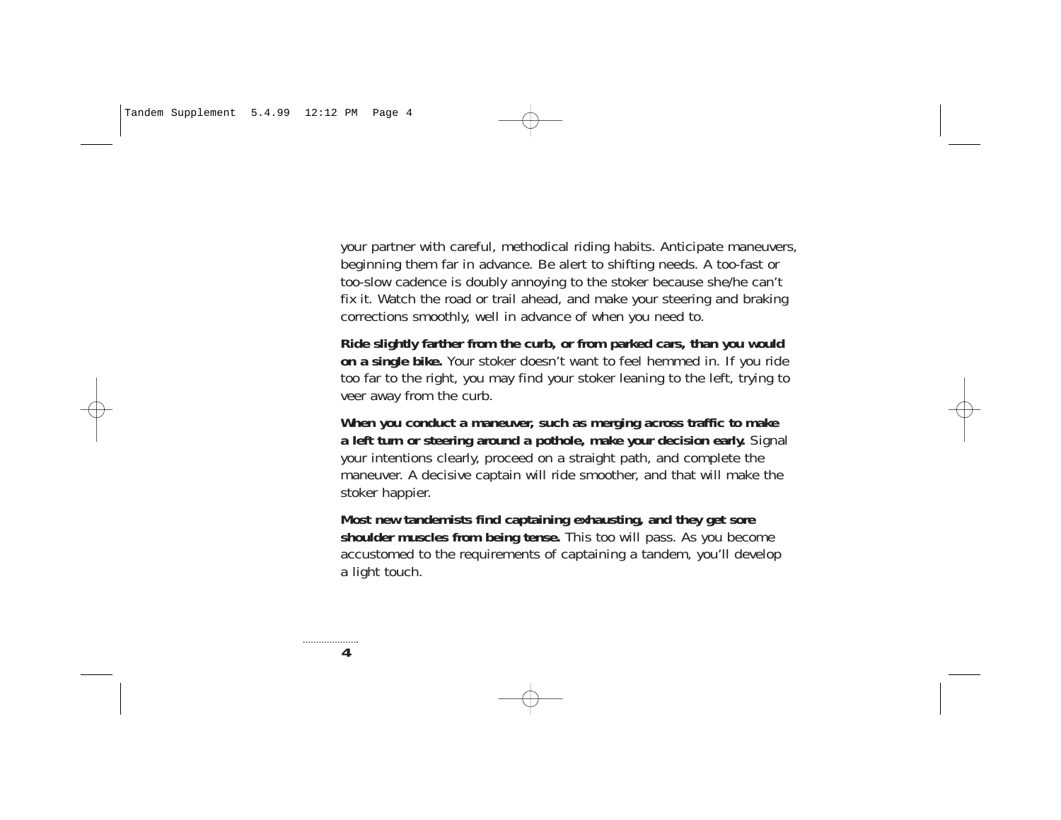your partner with careful, methodical riding habits. Anticipate maneuvers, beginning them far in advance. Be alert to shifting needs. A too-fast or too-slow cadence is doubly annoying to the stoker because she/he can't fix it. Watch the road or trail ahead, and make your steering and braking corrections smoothly, well in advance of when you need to.

**Ride slightly farther from the curb, or from parked cars, than you would on a single bike.** Your stoker doesn't want to feel hemmed in. If you ride too far to the right, you may find your stoker leaning to the left, trying to veer away from the curb.

**When you conduct a maneuver, such as merging across traffic to make a left turn or steering around a pothole, make your decision early.** Signal your intentions clearly, proceed on a straight path, and complete the maneuver. A decisive captain will ride smoother, and that will make the stoker happier.

**Most new tandemists find captaining exhausting, and they get sore shoulder muscles from being tense.** This too will pass. As you become accustomed to the requirements of captaining a tandem, you'll develop a light touch.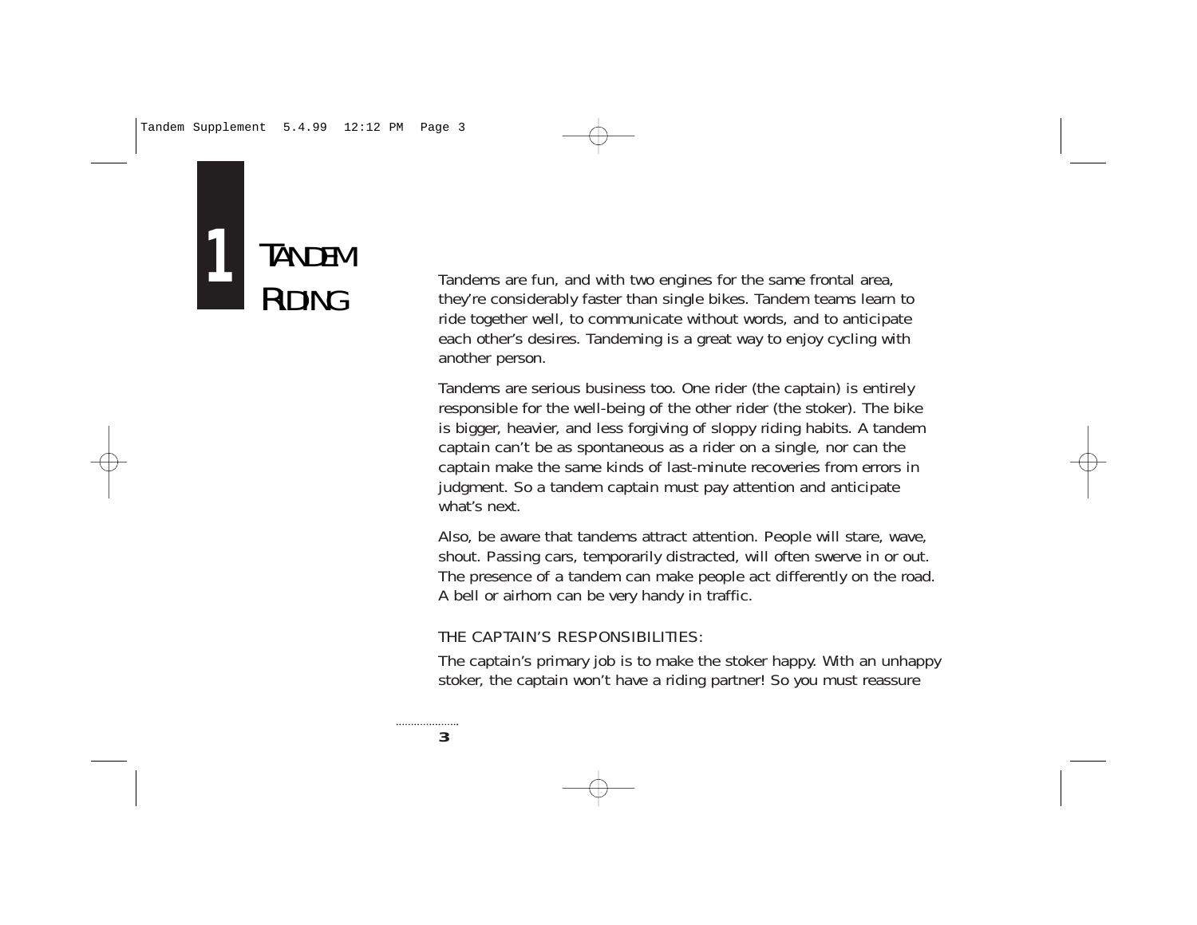# 1 TANDEM RIDING

Tandems are fun, and with two engines for the same frontal area, they're considerably faster than single bikes. Tandem teams learn to ride together well, to communicate without words, and to anticipate each other's desires. Tandeming is a great way to enjoy cycling with another person.

Tandems are serious business too. One rider (the captain) is entirely responsible for the well-being of the other rider (the stoker). The bike is bigger, heavier, and less forgiving of sloppy riding habits. A tandem captain can't be as spontaneous as a rider on a single, nor can the captain make the same kinds of last-minute recoveries from errors in judgment. So a tandem captain must pay attention and anticipate what's next.

Also, be aware that tandems attract attention. People will stare, wave, shout. Passing cars, temporarily distracted, will often swerve in or out. The presence of a tandem can make people act differently on the road. A bell or airhorn can be very handy in traffic.

THE CAPTAIN'S RESPONSIBILITIES:

The captain's primary job is to make the stoker happy. With an unhappy stoker, the captain won't have a riding partner! So you must reassure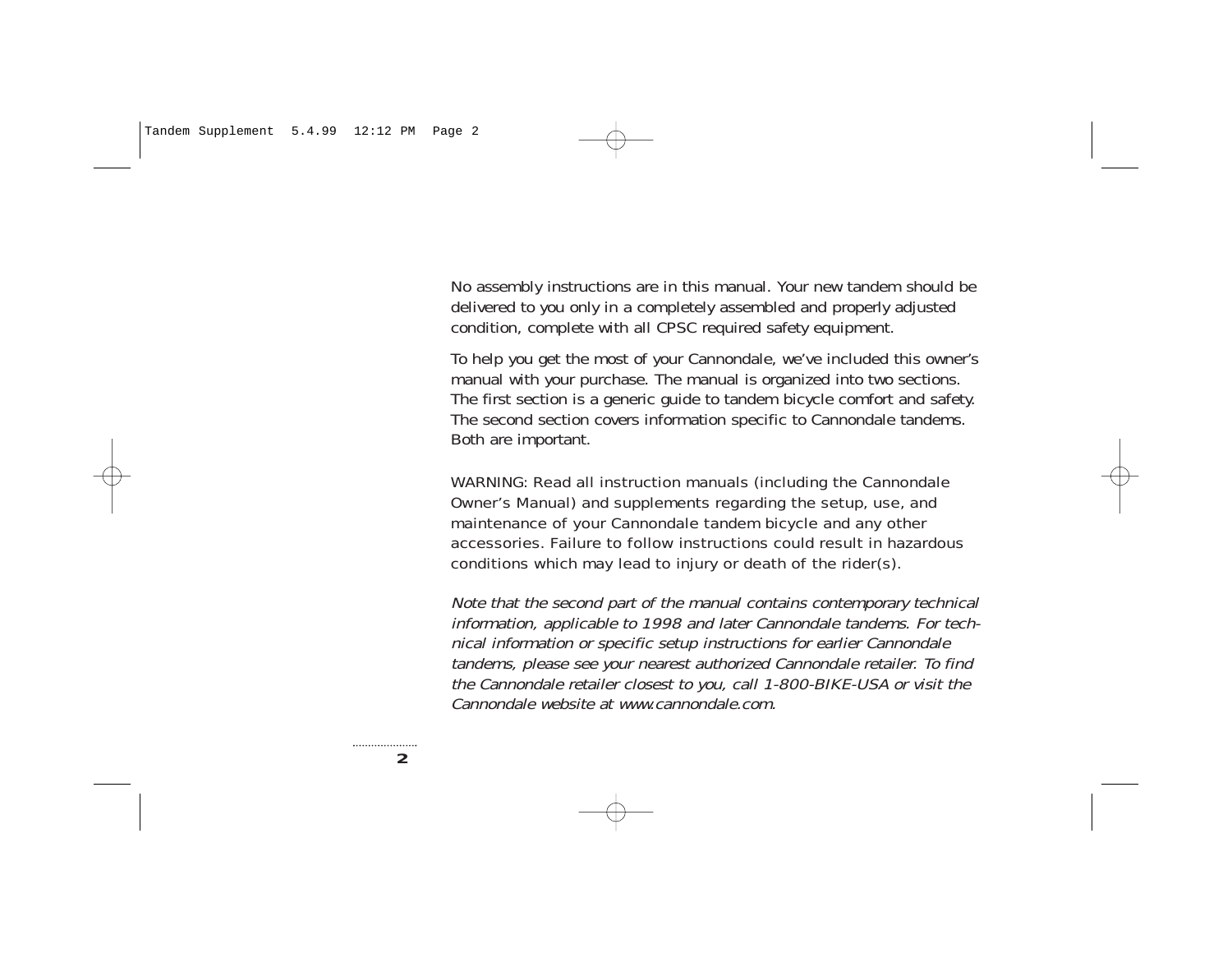No assembly instructions are in this manual. Your new tandem should be delivered to you only in a completely assembled and properly adjusted condition, complete with all CPSC required safety equipment.

To help you get the most of your Cannondale, we've included this owner's manual with your purchase. The manual is organized into two sections. The first section is a generic guide to tandem bicycle comfort and safety. The second section covers information specific to Cannondale tandems. Both are important.

WARNING: Read all instruction manuals (including the Cannondale Owner's Manual) and supplements regarding the setup, use, and maintenance of your Cannondale tandem bicycle and any other accessories. Failure to follow instructions could result in hazardous conditions which may lead to injury or death of the rider(s).

*Note that the second part of the manual contains contemporary technical information, applicable to 1998 and later Cannondale tandems. For technical information or specific setup instructions for earlier Cannondale tandems, please see your nearest authorized Cannondale retailer. To find the Cannondale retailer closest to you, call 1-800-BIKE-USA or visit the Cannondale website at www.cannondale.com.*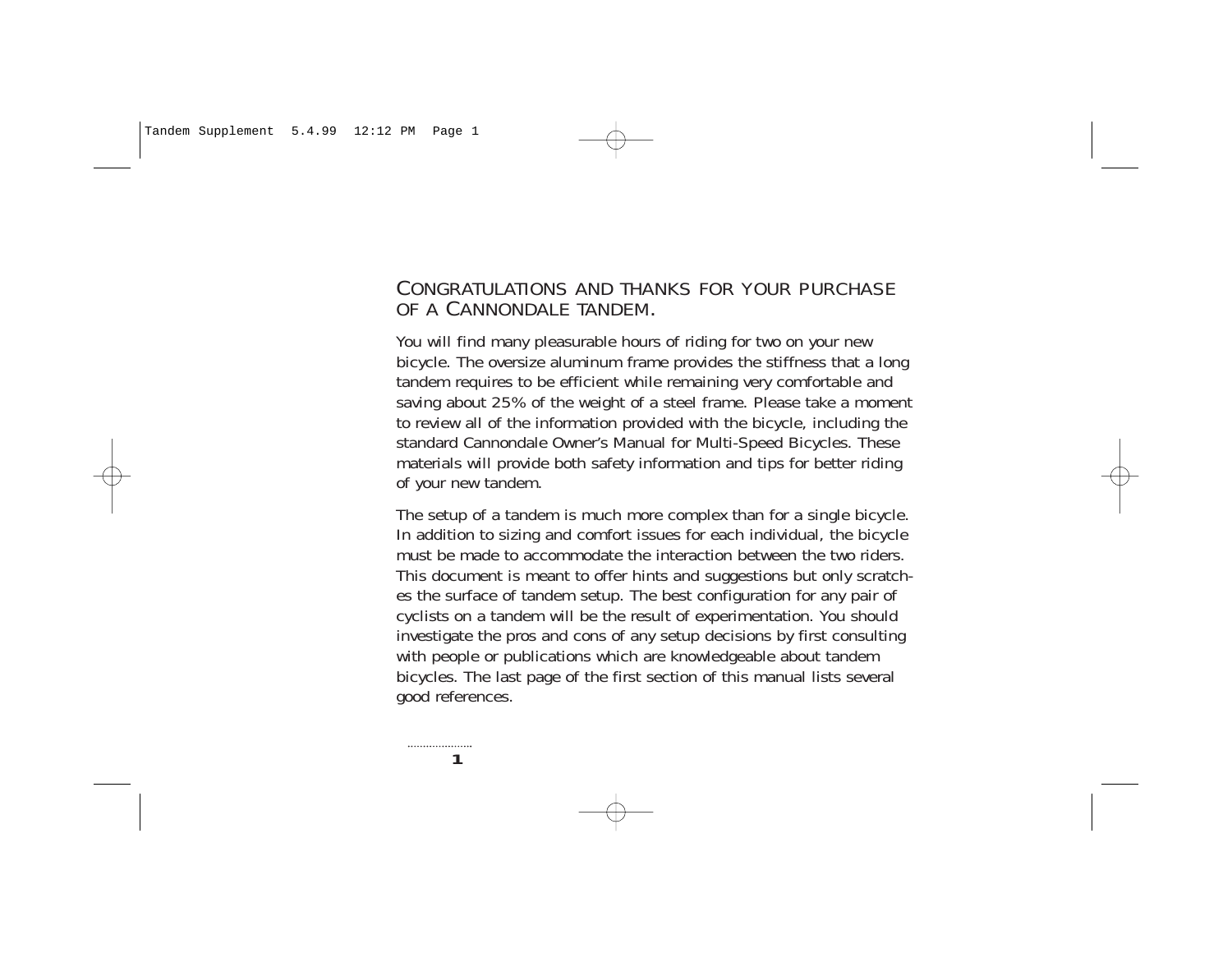## Congratulations and thanks for your purchase of a Cannondale tandem.

You will find many pleasurable hours of riding for two on your new bicycle. The oversize aluminum frame provides the stiffness that a long tandem requires to be efficient while remaining very comfortable and saving about 25% of the weight of a steel frame. Please take a moment to review all of the information provided with the bicycle, including the standard Cannondale Owner's Manual for Multi-Speed Bicycles. These materials will provide both safety information and tips for better riding of your new tandem.

The setup of a tandem is much more complex than for a single bicycle. In addition to sizing and comfort issues for each individual, the bicycle must be made to accommodate the interaction between the two riders. This document is meant to offer hints and suggestions but only scratches the surface of tandem setup. The best configuration for any pair of cyclists on a tandem will be the result of experimentation. You should investigate the pros and cons of any setup decisions by first consulting with people or publications which are knowledgeable about tandem bicycles. The last page of the first section of this manual lists several good references.